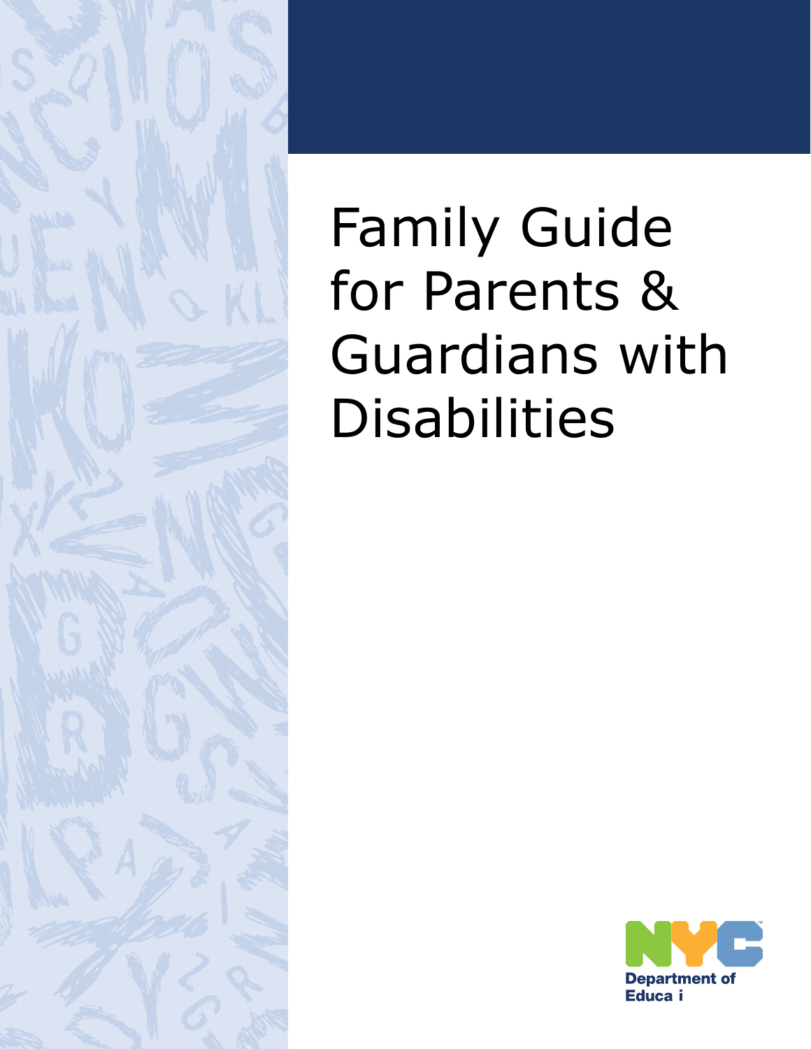# Family Guide for Parents & Guardians with Disabilities

NYC Department of Educa i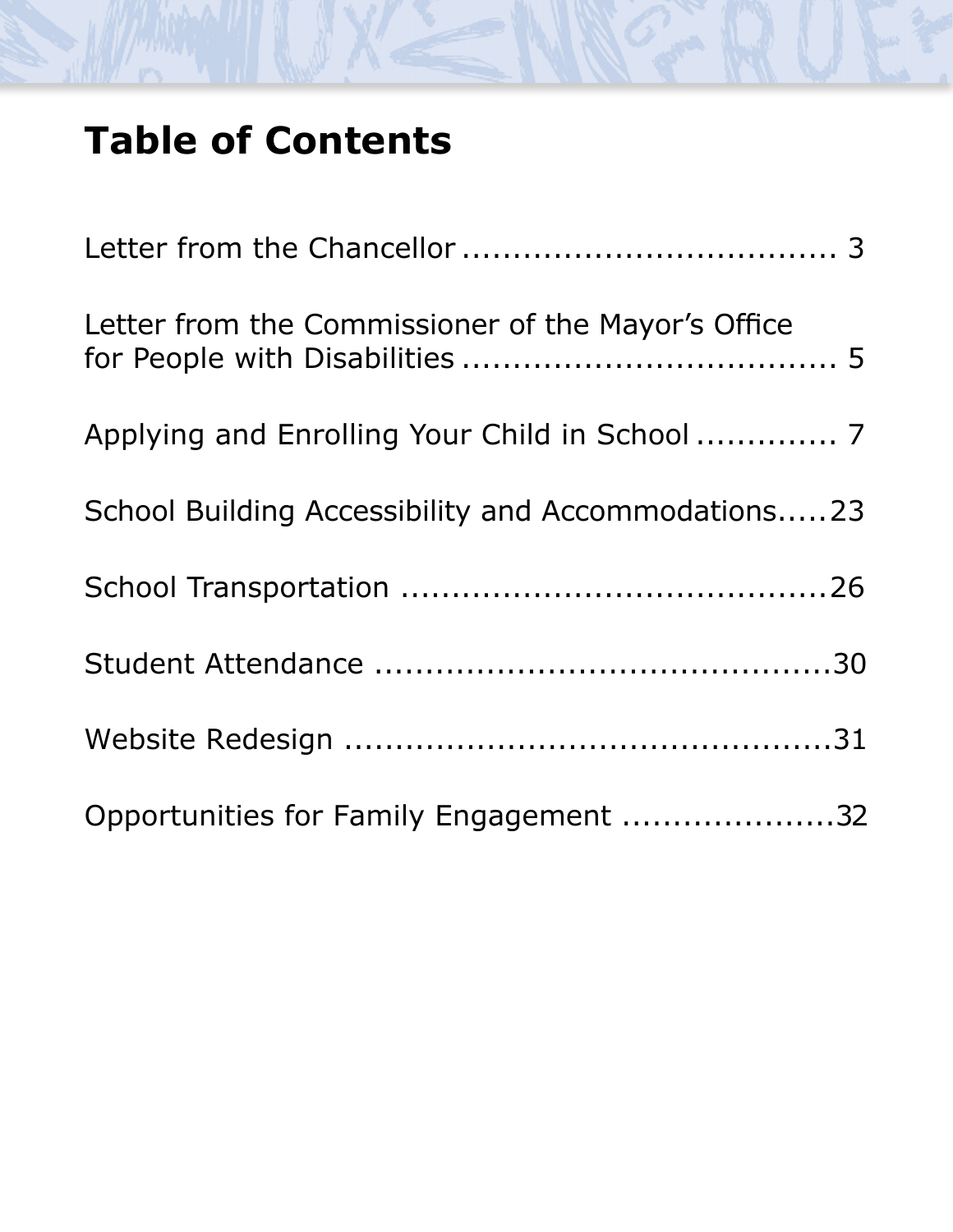# Table of Contents

Letter from the Chancellor .................................... 3

Letter from the Commissioner of the Mayor's Office for People with Disabilities .................................... 5

Applying and Enrolling Your Child in School ............. 7

School Building Accessibility and Accommodations.....23

School Transportation ..........................................26

Student Attendance ............................................30

Website Redesign ...............................................31

Opportunities for Family Engagement ....................32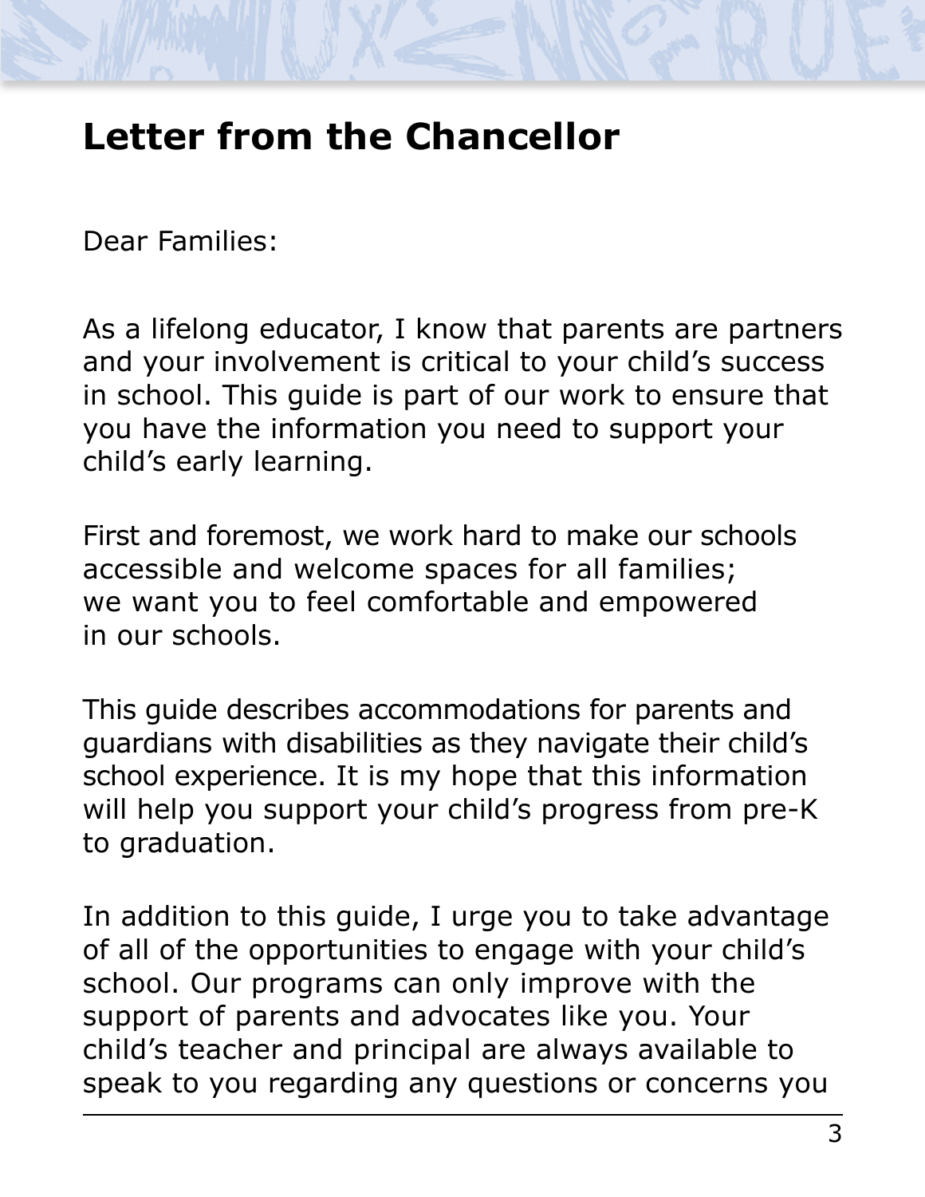# Letter from the Chancellor

Dear Families:

As a lifelong educator, I know that parents are partners and your involvement is critical to your child's success in school. This guide is part of our work to ensure that you have the information you need to support your child's early learning.

First and foremost, we work hard to make our schools accessible and welcome spaces for all families; we want you to feel comfortable and empowered in our schools.

This guide describes accommodations for parents and guardians with disabilities as they navigate their child's school experience. It is my hope that this information will help you support your child's progress from pre-K to graduation.

In addition to this guide, I urge you to take advantage of all of the opportunities to engage with your child's school. Our programs can only improve with the support of parents and advocates like you. Your child's teacher and principal are always available to speak to you regarding any questions or concerns you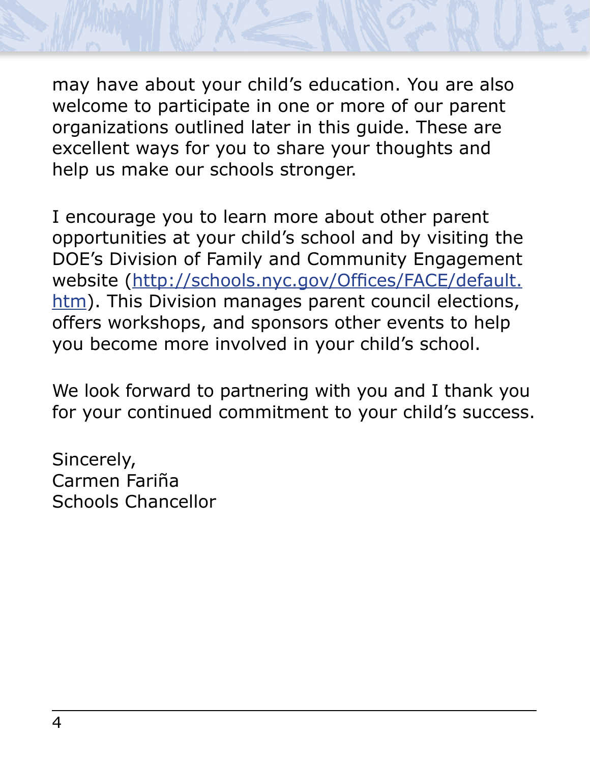may have about your child's education. You are also welcome to participate in one or more of our parent organizations outlined later in this guide. These are excellent ways for you to share your thoughts and help us make our schools stronger.

I encourage you to learn more about other parent opportunities at your child's school and by visiting the DOE's Division of Family and Community Engagement website ([http://schools.nyc.gov/Offices/FACE/default.htm](http://schools.nyc.gov/Offices/FACE/default.htm)). This Division manages parent council elections, offers workshops, and sponsors other events to help you become more involved in your child's school.

We look forward to partnering with you and I thank you for your continued commitment to your child's success.

Sincerely,
Carmen Fariña
Schools Chancellor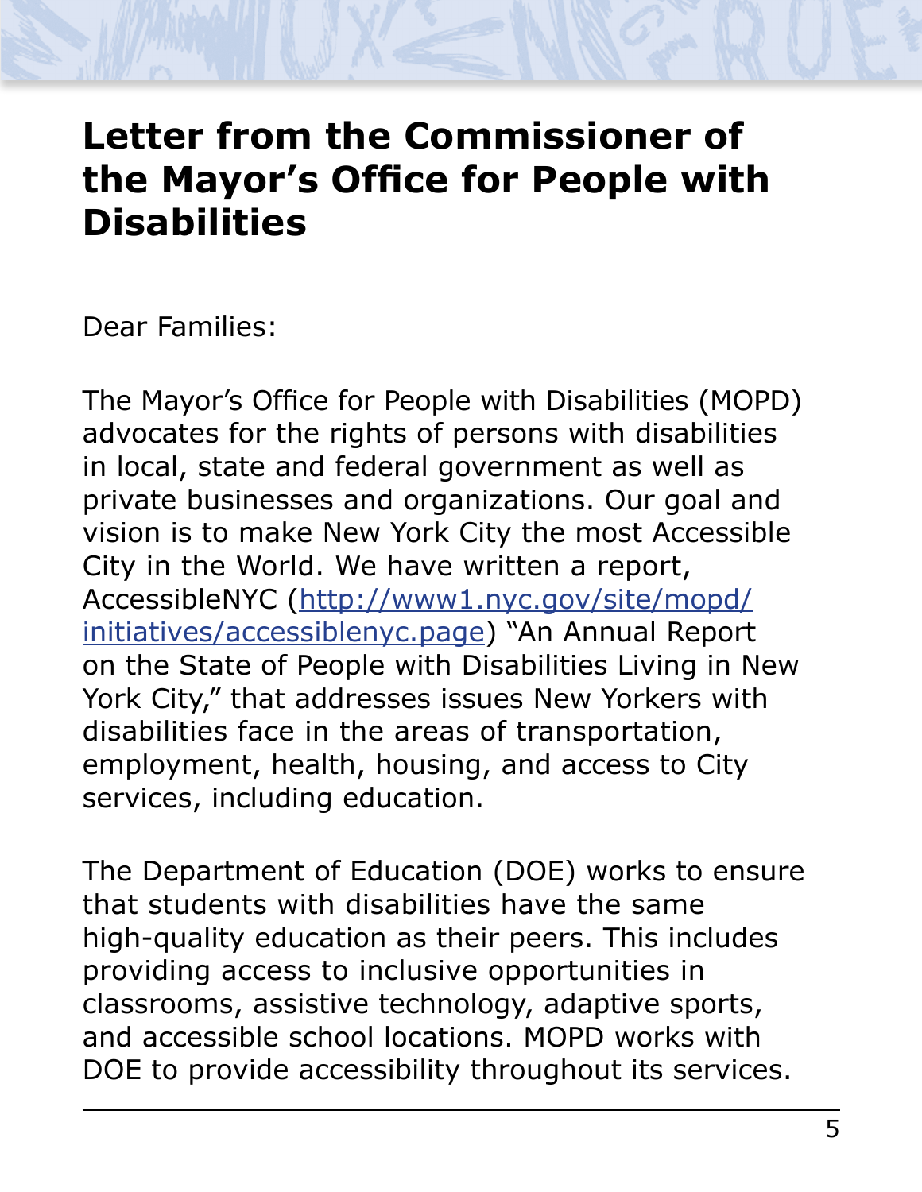# Letter from the Commissioner of the Mayor's Office for People with Disabilities

Dear Families:

The Mayor's Office for People with Disabilities (MOPD) advocates for the rights of persons with disabilities in local, state and federal government as well as private businesses and organizations. Our goal and vision is to make New York City the most Accessible City in the World. We have written a report, AccessibleNYC ([http://www1.nyc.gov/site/mopd/initiatives/accessiblenyc.page](http://www1.nyc.gov/site/mopd/initiatives/accessiblenyc.page)) "An Annual Report on the State of People with Disabilities Living in New York City," that addresses issues New Yorkers with disabilities face in the areas of transportation, employment, health, housing, and access to City services, including education.

The Department of Education (DOE) works to ensure that students with disabilities have the same high-quality education as their peers. This includes providing access to inclusive opportunities in classrooms, assistive technology, adaptive sports, and accessible school locations. MOPD works with DOE to provide accessibility throughout its services.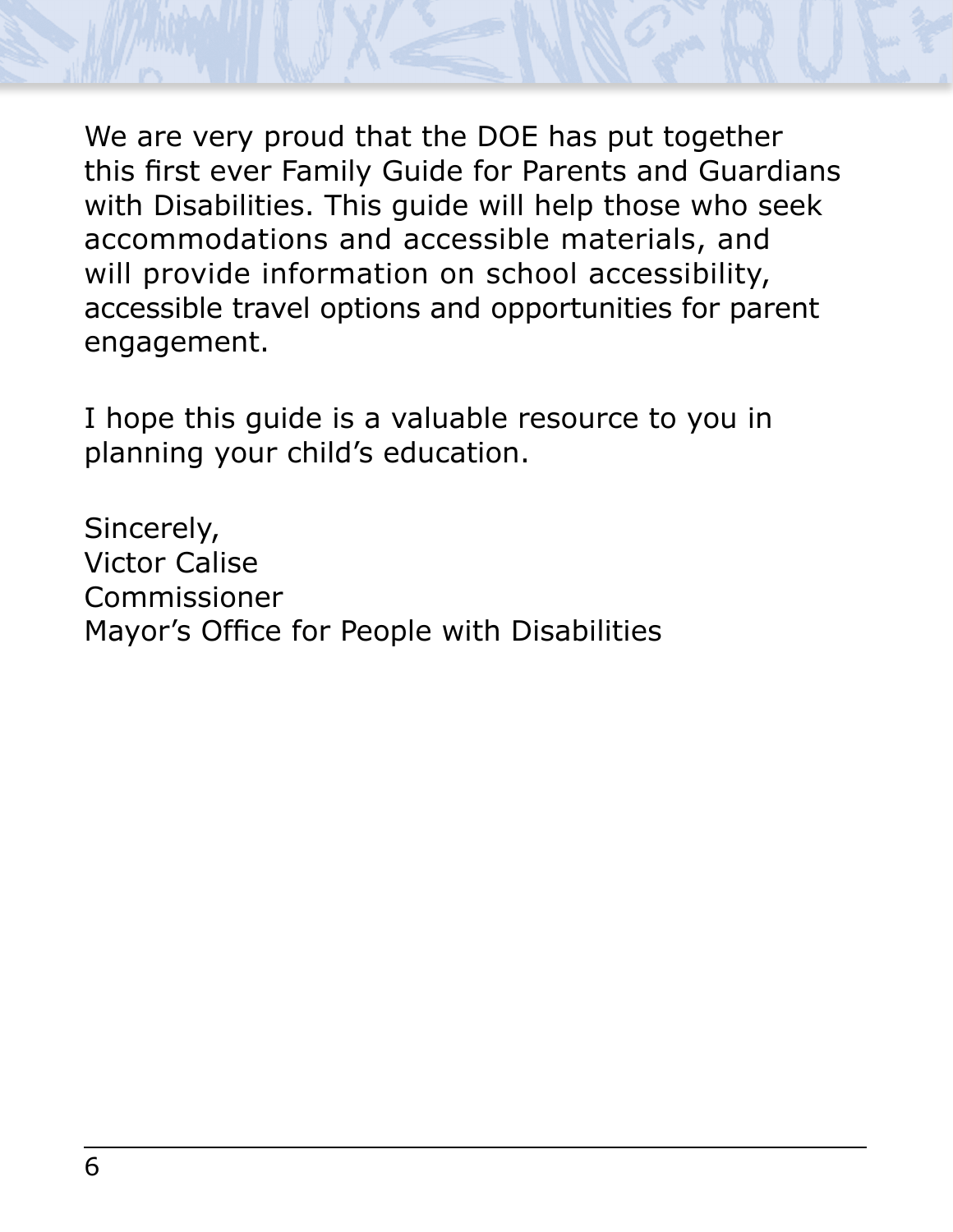We are very proud that the DOE has put together this first ever Family Guide for Parents and Guardians with Disabilities. This guide will help those who seek accommodations and accessible materials, and will provide information on school accessibility, accessible travel options and opportunities for parent engagement.

I hope this guide is a valuable resource to you in planning your child's education.

Sincerely,
Victor Calise
Commissioner
Mayor's Office for People with Disabilities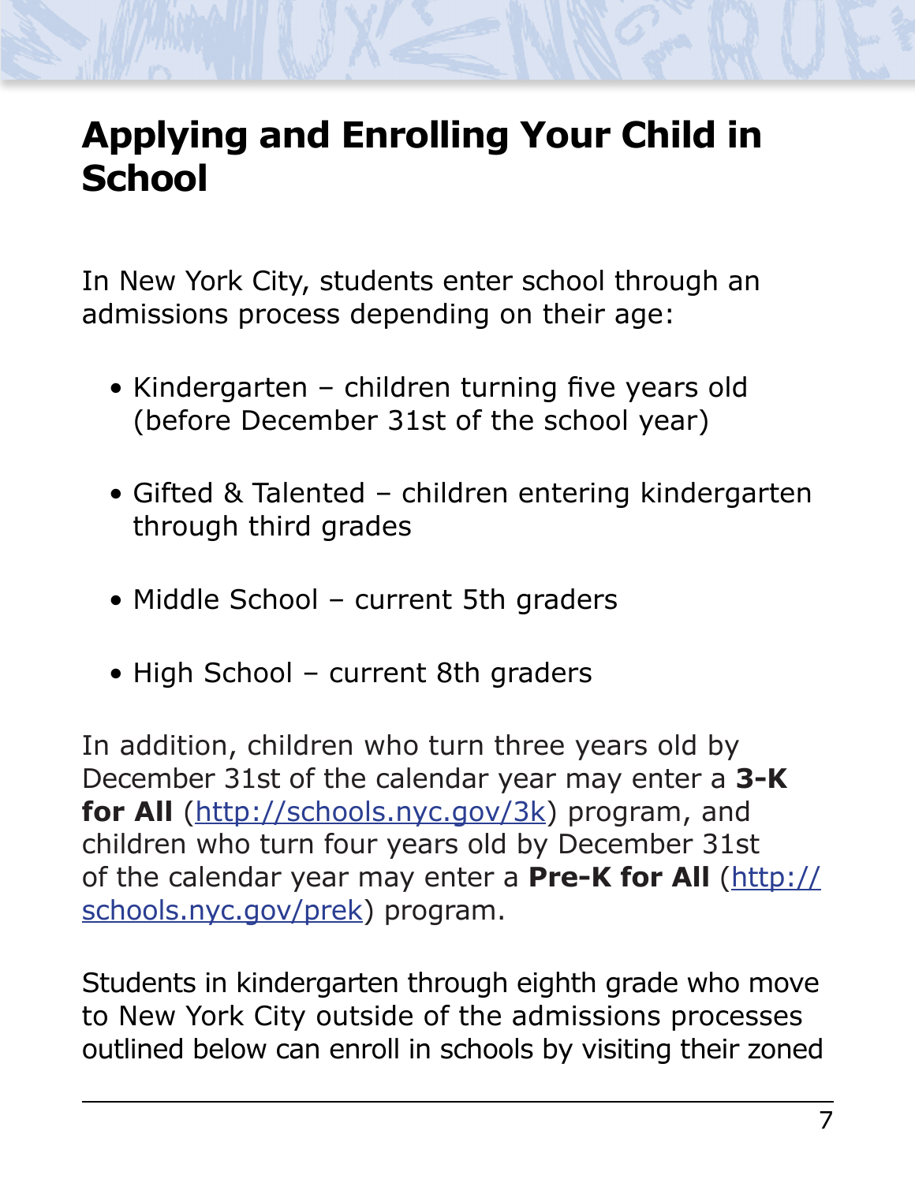# Applying and Enrolling Your Child in School

In New York City, students enter school through an admissions process depending on their age:

- Kindergarten – children turning five years old (before December 31st of the school year)
- Gifted & Talented – children entering kindergarten through third grades
- Middle School – current 5th graders
- High School – current 8th graders

In addition, children who turn three years old by December 31st of the calendar year may enter a **3-K for All** (http://schools.nyc.gov/3k) program, and children who turn four years old by December 31st of the calendar year may enter a **Pre-K for All** (http://schools.nyc.gov/prek) program.

Students in kindergarten through eighth grade who move to New York City outside of the admissions processes outlined below can enroll in schools by visiting their zoned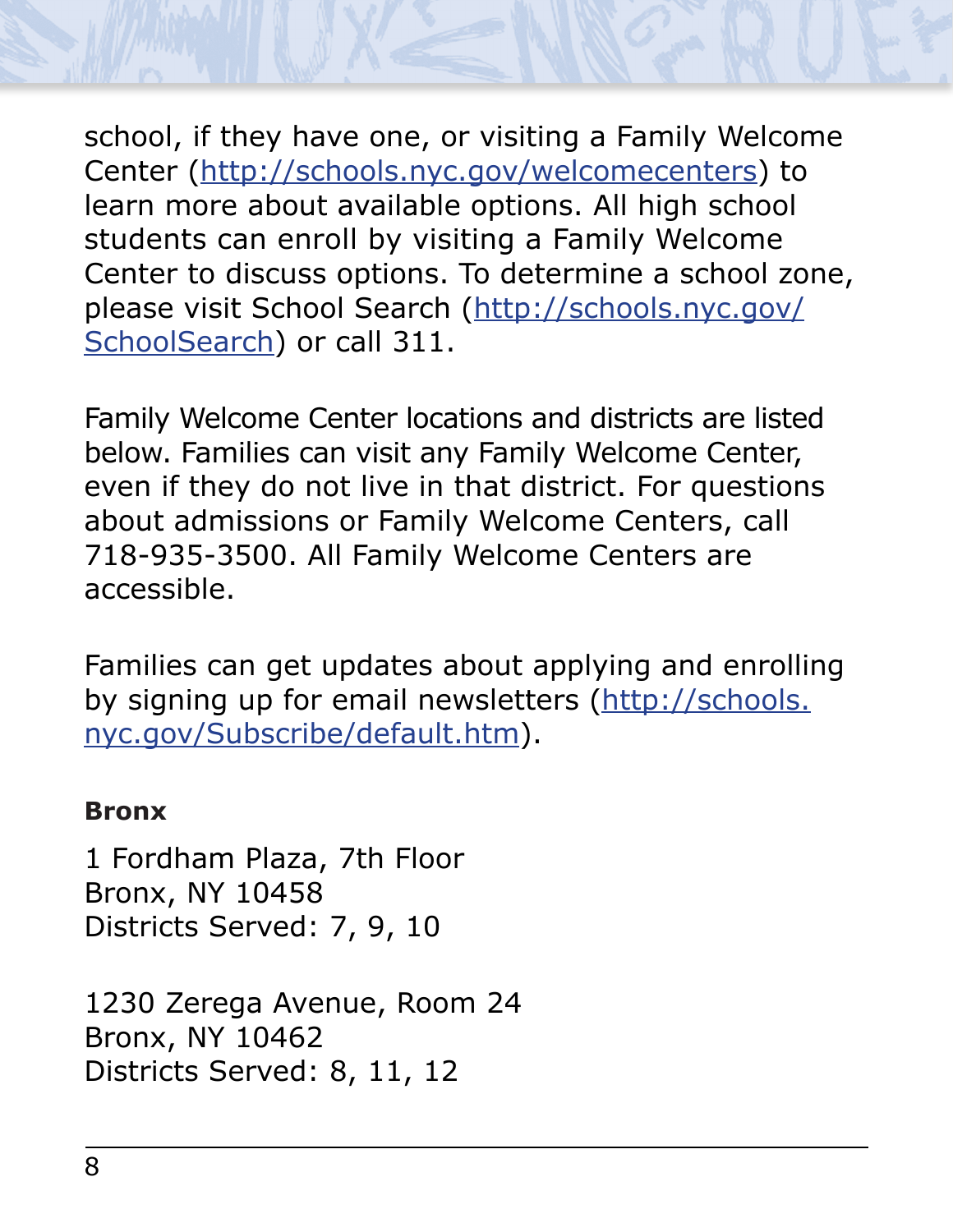school, if they have one, or visiting a Family Welcome Center (http://schools.nyc.gov/welcomecenters) to learn more about available options. All high school students can enroll by visiting a Family Welcome Center to discuss options. To determine a school zone, please visit School Search (http://schools.nyc.gov/SchoolSearch) or call 311.

Family Welcome Center locations and districts are listed below. Families can visit any Family Welcome Center, even if they do not live in that district. For questions about admissions or Family Welcome Centers, call 718-935-3500. All Family Welcome Centers are accessible.

Families can get updates about applying and enrolling by signing up for email newsletters (http://schools.nyc.gov/Subscribe/default.htm).

**Bronx**

1 Fordham Plaza, 7th Floor
Bronx, NY 10458
Districts Served: 7, 9, 10

1230 Zerega Avenue, Room 24
Bronx, NY 10462
Districts Served: 8, 11, 12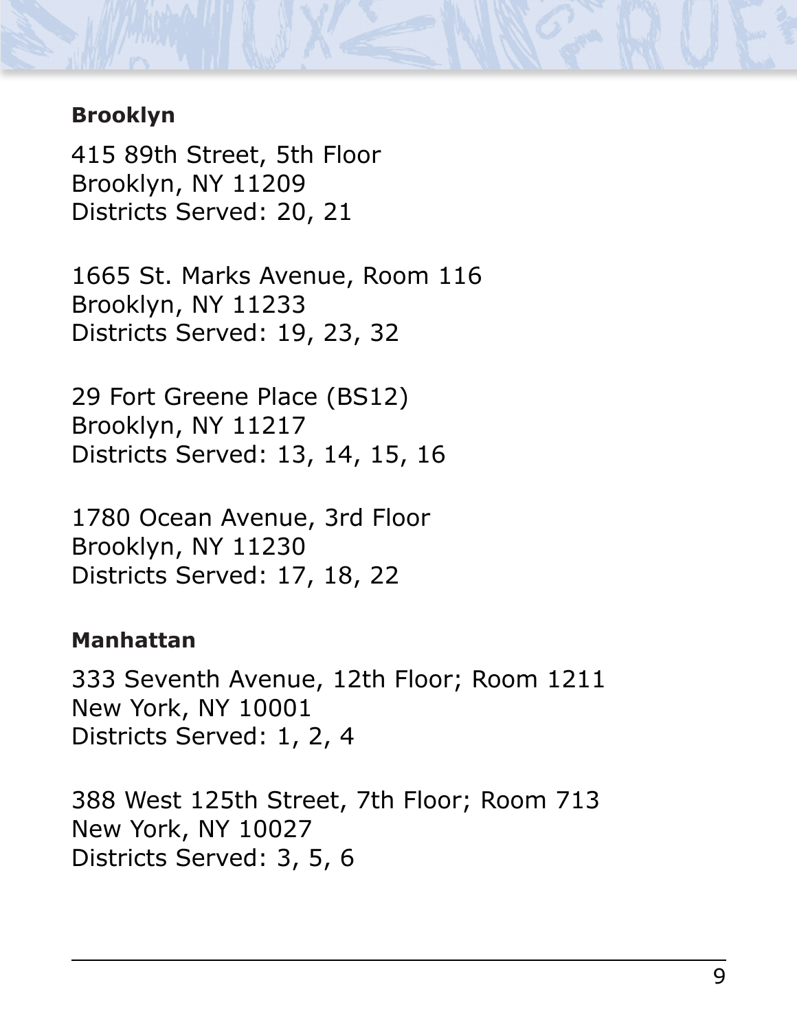**Brooklyn**

415 89th Street, 5th Floor
Brooklyn, NY 11209
Districts Served: 20, 21

1665 St. Marks Avenue, Room 116
Brooklyn, NY 11233
Districts Served: 19, 23, 32

29 Fort Greene Place (BS12)
Brooklyn, NY 11217
Districts Served: 13, 14, 15, 16

1780 Ocean Avenue, 3rd Floor
Brooklyn, NY 11230
Districts Served: 17, 18, 22

**Manhattan**

333 Seventh Avenue, 12th Floor; Room 1211
New York, NY 10001
Districts Served: 1, 2, 4

388 West 125th Street, 7th Floor; Room 713
New York, NY 10027
Districts Served: 3, 5, 6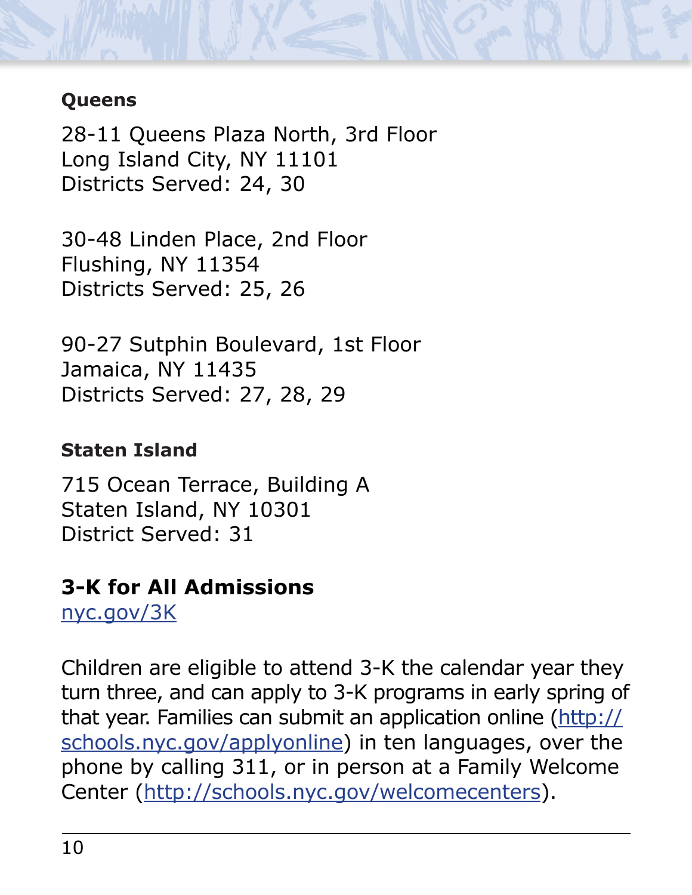### Queens

28-11 Queens Plaza North, 3rd Floor
Long Island City, NY 11101
Districts Served: 24, 30

30-48 Linden Place, 2nd Floor
Flushing, NY 11354
Districts Served: 25, 26

90-27 Sutphin Boulevard, 1st Floor
Jamaica, NY 11435
Districts Served: 27, 28, 29

### Staten Island

715 Ocean Terrace, Building A
Staten Island, NY 10301
District Served: 31

## 3-K for All Admissions

[nyc.gov/3K](nyc.gov/3K)

Children are eligible to attend 3-K the calendar year they turn three, and can apply to 3-K programs in early spring of that year. Families can submit an application online ([http://schools.nyc.gov/applyonline](http://schools.nyc.gov/applyonline)) in ten languages, over the phone by calling 311, or in person at a Family Welcome Center ([http://schools.nyc.gov/welcomecenters](http://schools.nyc.gov/welcomecenters)).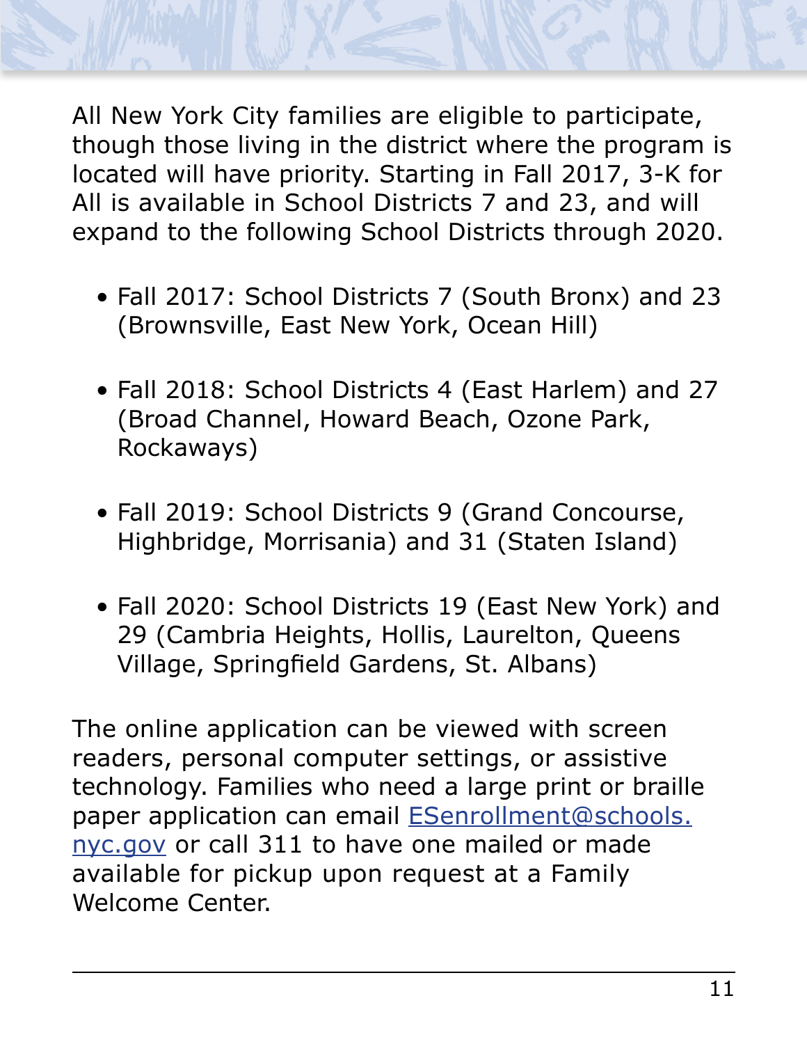All New York City families are eligible to participate, though those living in the district where the program is located will have priority. Starting in Fall 2017, 3-K for All is available in School Districts 7 and 23, and will expand to the following School Districts through 2020.

- Fall 2017: School Districts 7 (South Bronx) and 23 (Brownsville, East New York, Ocean Hill)
- Fall 2018: School Districts 4 (East Harlem) and 27 (Broad Channel, Howard Beach, Ozone Park, Rockaways)
- Fall 2019: School Districts 9 (Grand Concourse, Highbridge, Morrisania) and 31 (Staten Island)
- Fall 2020: School Districts 19 (East New York) and 29 (Cambria Heights, Hollis, Laurelton, Queens Village, Springfield Gardens, St. Albans)

The online application can be viewed with screen readers, personal computer settings, or assistive technology. Families who need a large print or braille paper application can email [ESenrollment@schools.nyc.gov](mailto:ESenrollment@schools.nyc.gov) or call 311 to have one mailed or made available for pickup upon request at a Family Welcome Center.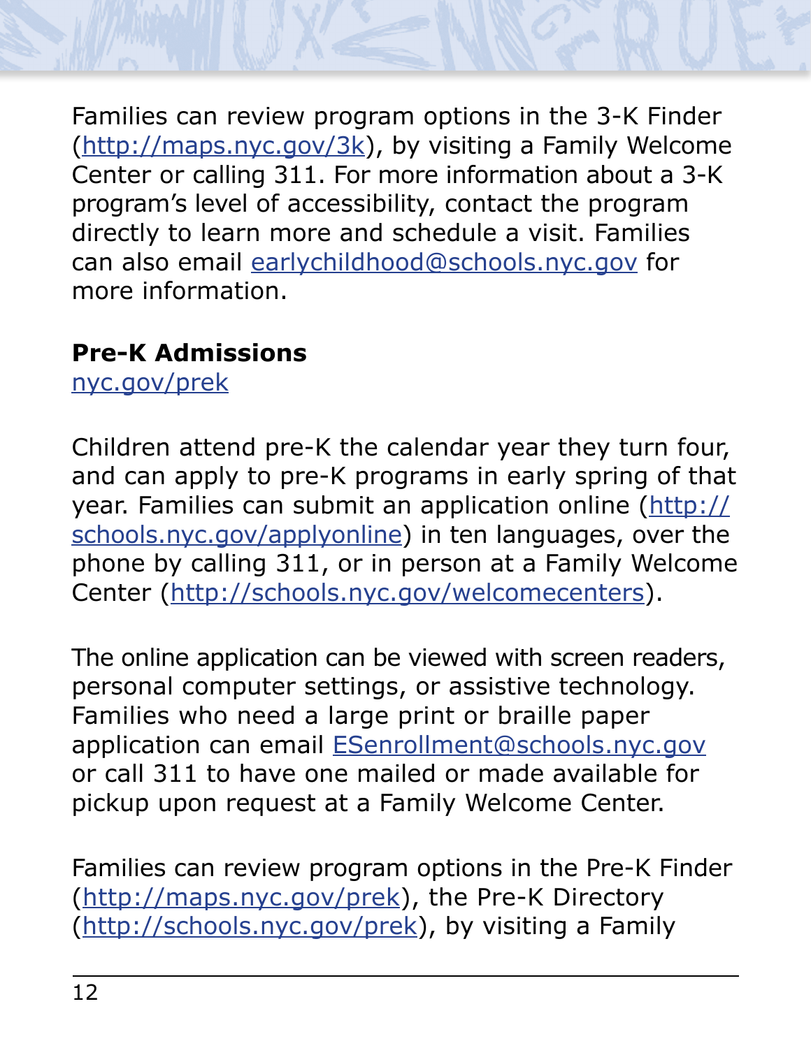Families can review program options in the 3-K Finder (http://maps.nyc.gov/3k), by visiting a Family Welcome Center or calling 311. For more information about a 3-K program's level of accessibility, contact the program directly to learn more and schedule a visit. Families can also email earlychildhood@schools.nyc.gov for more information.

**Pre-K Admissions**
nyc.gov/prek

Children attend pre-K the calendar year they turn four, and can apply to pre-K programs in early spring of that year. Families can submit an application online (http://schools.nyc.gov/applyonline) in ten languages, over the phone by calling 311, or in person at a Family Welcome Center (http://schools.nyc.gov/welcomecenters).

The online application can be viewed with screen readers, personal computer settings, or assistive technology. Families who need a large print or braille paper application can email ESenrollment@schools.nyc.gov or call 311 to have one mailed or made available for pickup upon request at a Family Welcome Center.

Families can review program options in the Pre-K Finder (http://maps.nyc.gov/prek), the Pre-K Directory (http://schools.nyc.gov/prek), by visiting a Family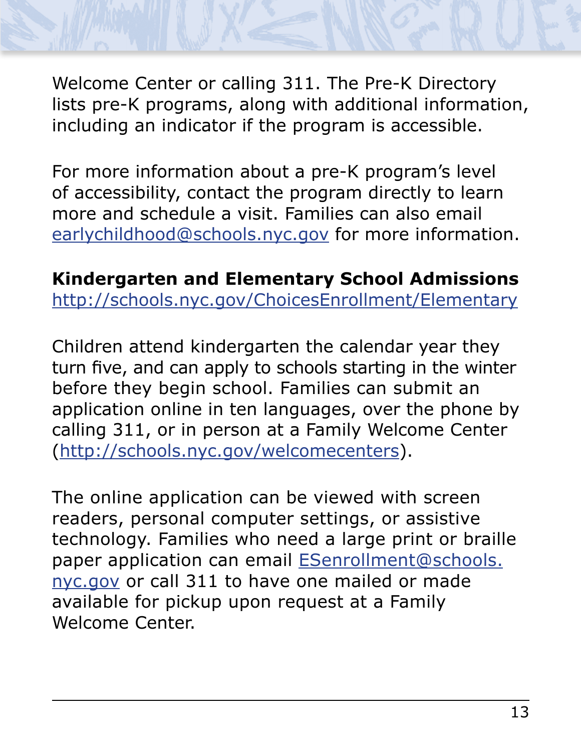Welcome Center or calling 311. The Pre-K Directory lists pre-K programs, along with additional information, including an indicator if the program is accessible.

For more information about a pre-K program's level of accessibility, contact the program directly to learn more and schedule a visit. Families can also email earlychildhood@schools.nyc.gov for more information.

**Kindergarten and Elementary School Admissions**
http://schools.nyc.gov/ChoicesEnrollment/Elementary

Children attend kindergarten the calendar year they turn five, and can apply to schools starting in the winter before they begin school. Families can submit an application online in ten languages, over the phone by calling 311, or in person at a Family Welcome Center (http://schools.nyc.gov/welcomecenters).

The online application can be viewed with screen readers, personal computer settings, or assistive technology. Families who need a large print or braille paper application can email ESenrollment@schools.nyc.gov or call 311 to have one mailed or made available for pickup upon request at a Family Welcome Center.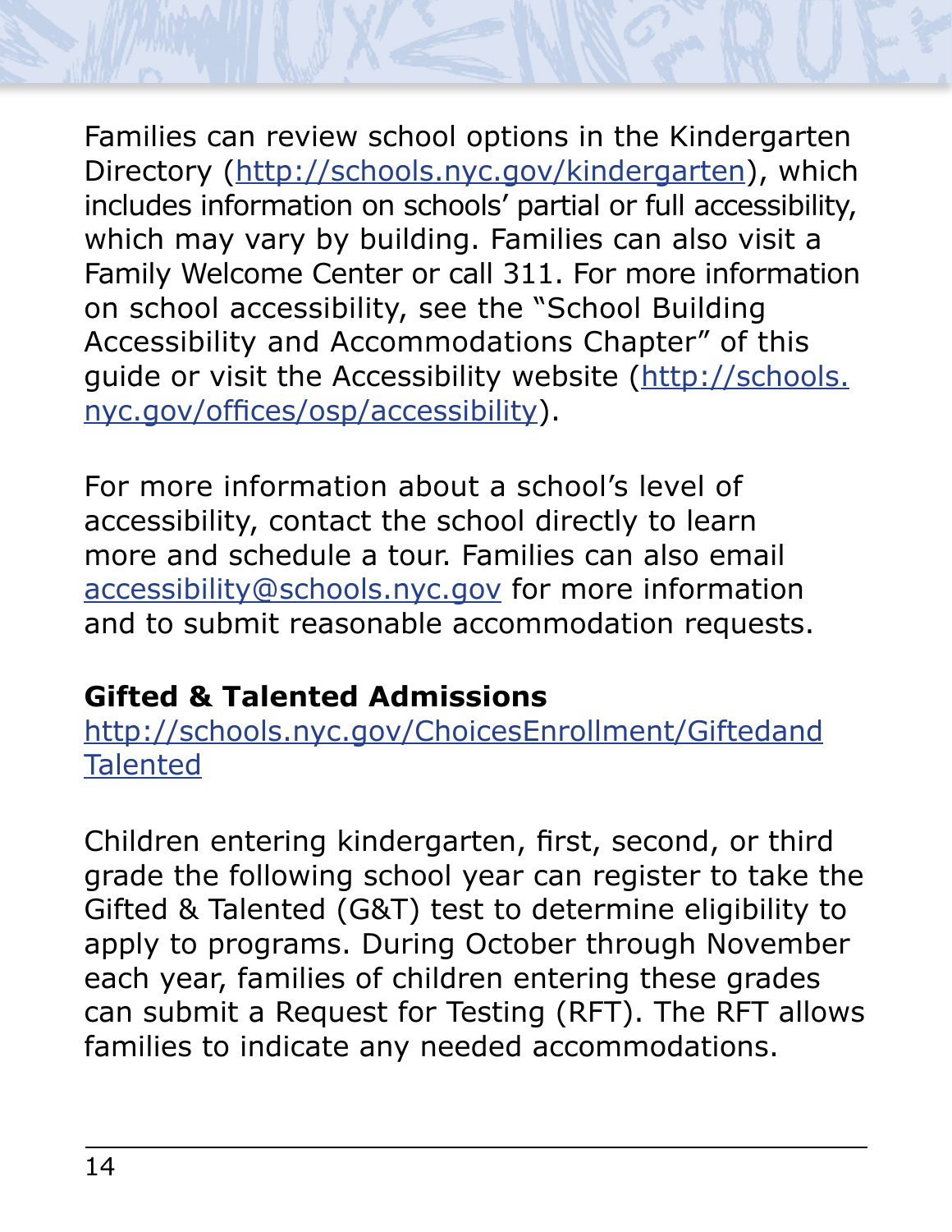Families can review school options in the Kindergarten Directory (http://schools.nyc.gov/kindergarten), which includes information on schools' partial or full accessibility, which may vary by building. Families can also visit a Family Welcome Center or call 311. For more information on school accessibility, see the "School Building Accessibility and Accommodations Chapter" of this guide or visit the Accessibility website (http://schools.nyc.gov/offices/osp/accessibility).

For more information about a school's level of accessibility, contact the school directly to learn more and schedule a tour. Families can also email accessibility@schools.nyc.gov for more information and to submit reasonable accommodation requests.

**Gifted & Talented Admissions**
http://schools.nyc.gov/ChoicesEnrollment/GiftedandTalented

Children entering kindergarten, first, second, or third grade the following school year can register to take the Gifted & Talented (G&T) test to determine eligibility to apply to programs. During October through November each year, families of children entering these grades can submit a Request for Testing (RFT). The RFT allows families to indicate any needed accommodations.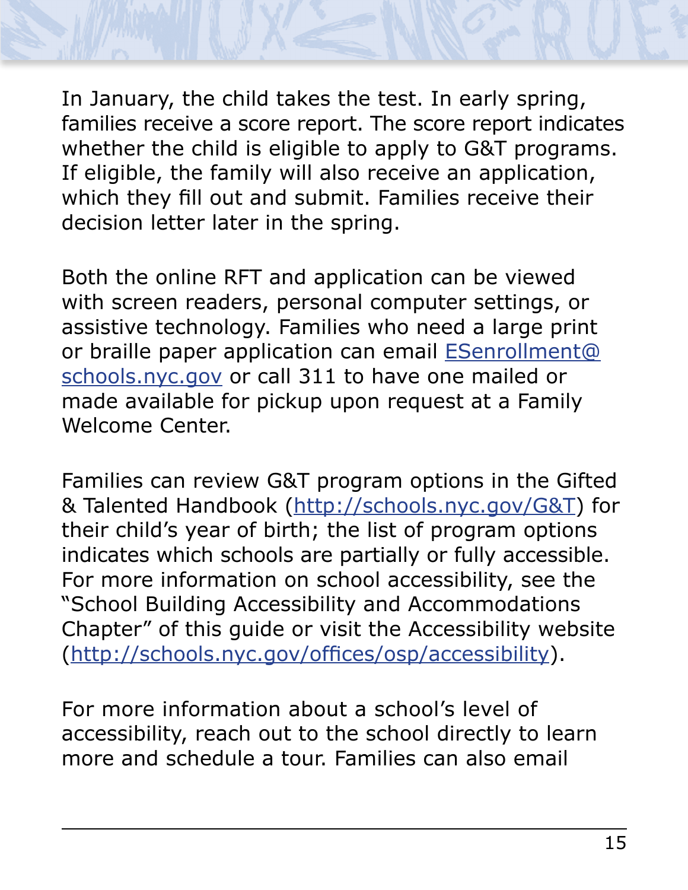In January, the child takes the test. In early spring, families receive a score report. The score report indicates whether the child is eligible to apply to G&T programs. If eligible, the family will also receive an application, which they fill out and submit. Families receive their decision letter later in the spring.

Both the online RFT and application can be viewed with screen readers, personal computer settings, or assistive technology. Families who need a large print or braille paper application can email [ESenrollment@schools.nyc.gov](mailto:ESenrollment@schools.nyc.gov) or call 311 to have one mailed or made available for pickup upon request at a Family Welcome Center.

Families can review G&T program options in the Gifted & Talented Handbook ([http://schools.nyc.gov/G&T](http://schools.nyc.gov/G&T)) for their child's year of birth; the list of program options indicates which schools are partially or fully accessible. For more information on school accessibility, see the "School Building Accessibility and Accommodations Chapter" of this guide or visit the Accessibility website ([http://schools.nyc.gov/offices/osp/accessibility](http://schools.nyc.gov/offices/osp/accessibility)).

For more information about a school's level of accessibility, reach out to the school directly to learn more and schedule a tour. Families can also email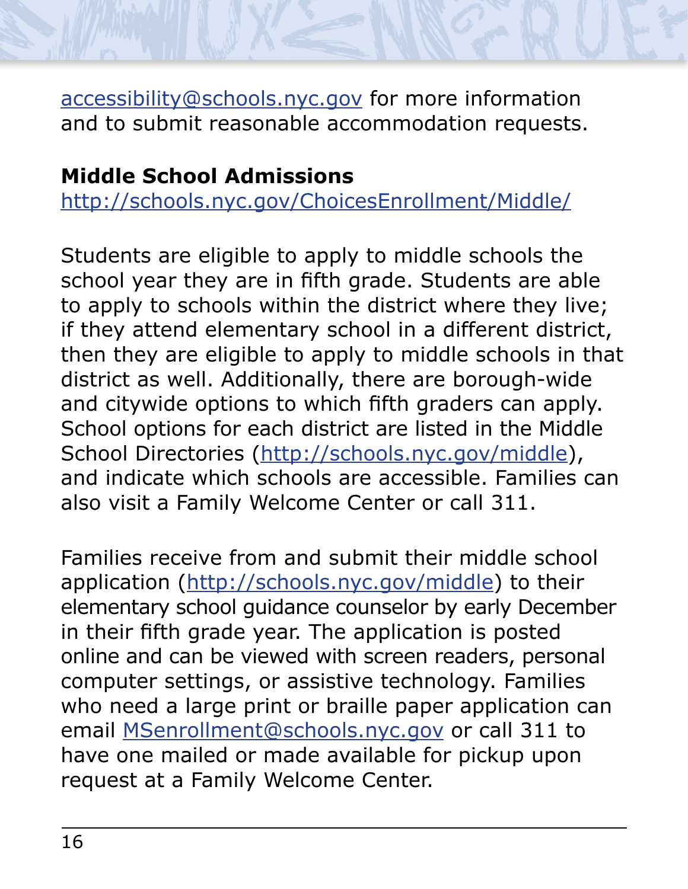accessibility@schools.nyc.gov for more information and to submit reasonable accommodation requests.

**Middle School Admissions**
http://schools.nyc.gov/ChoicesEnrollment/Middle/

Students are eligible to apply to middle schools the school year they are in fifth grade. Students are able to apply to schools within the district where they live; if they attend elementary school in a different district, then they are eligible to apply to middle schools in that district as well. Additionally, there are borough-wide and citywide options to which fifth graders can apply. School options for each district are listed in the Middle School Directories (http://schools.nyc.gov/middle), and indicate which schools are accessible. Families can also visit a Family Welcome Center or call 311.

Families receive from and submit their middle school application (http://schools.nyc.gov/middle) to their elementary school guidance counselor by early December in their fifth grade year. The application is posted online and can be viewed with screen readers, personal computer settings, or assistive technology. Families who need a large print or braille paper application can email MSenrollment@schools.nyc.gov or call 311 to have one mailed or made available for pickup upon request at a Family Welcome Center.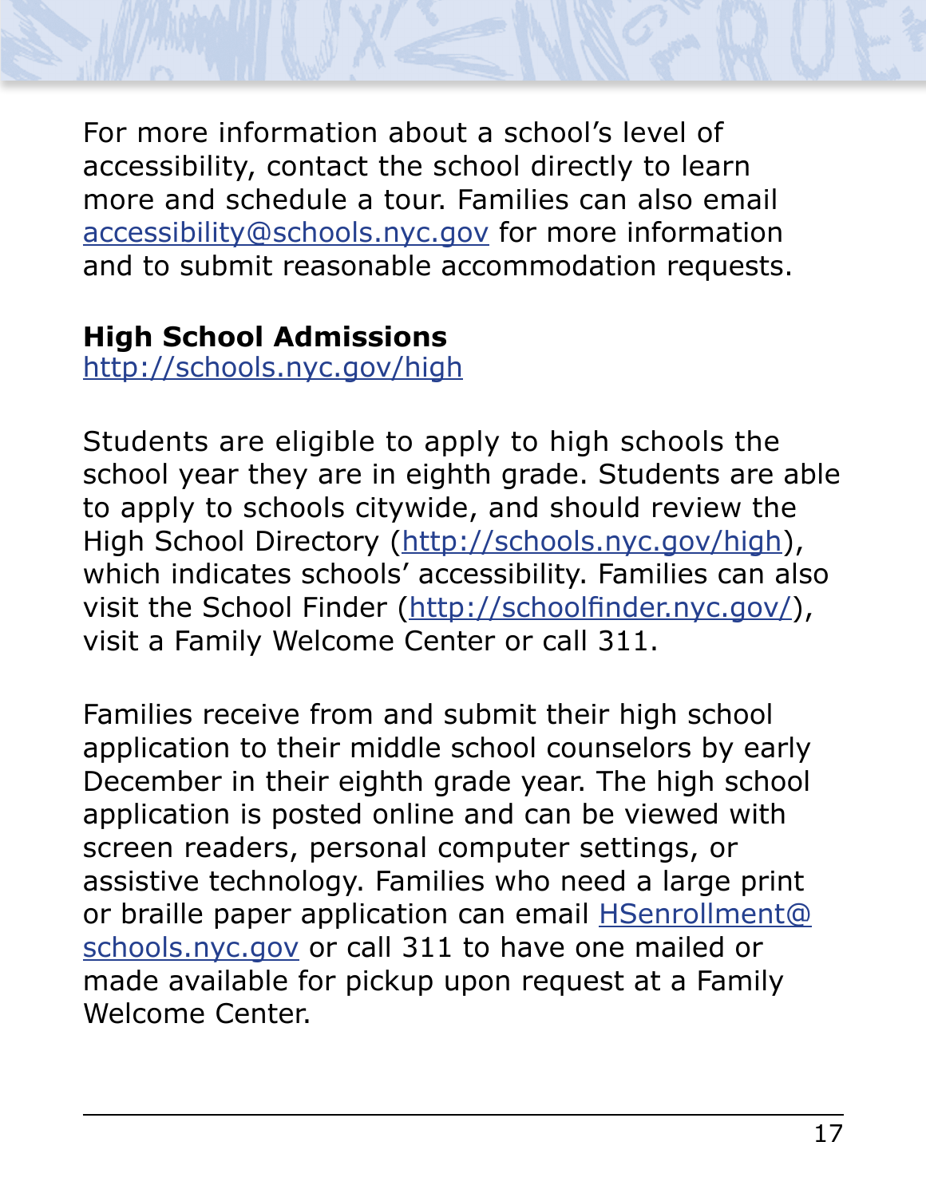For more information about a school's level of accessibility, contact the school directly to learn more and schedule a tour. Families can also email accessibility@schools.nyc.gov for more information and to submit reasonable accommodation requests.

**High School Admissions**
http://schools.nyc.gov/high

Students are eligible to apply to high schools the school year they are in eighth grade. Students are able to apply to schools citywide, and should review the High School Directory (http://schools.nyc.gov/high), which indicates schools' accessibility. Families can also visit the School Finder (http://schoolfinder.nyc.gov/), visit a Family Welcome Center or call 311.

Families receive from and submit their high school application to their middle school counselors by early December in their eighth grade year. The high school application is posted online and can be viewed with screen readers, personal computer settings, or assistive technology. Families who need a large print or braille paper application can email HSenrollment@schools.nyc.gov or call 311 to have one mailed or made available for pickup upon request at a Family Welcome Center.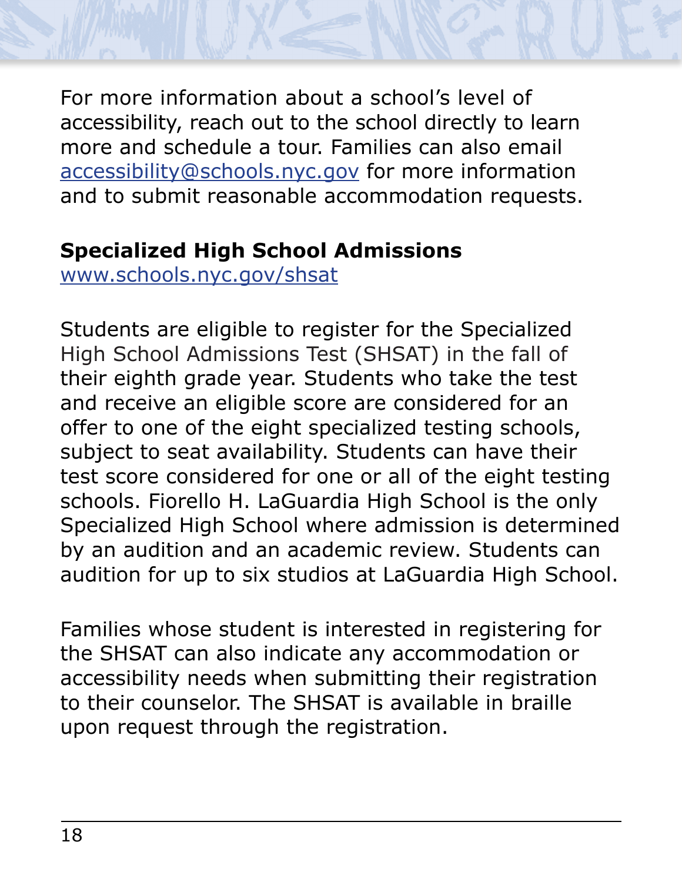For more information about a school's level of accessibility, reach out to the school directly to learn more and schedule a tour. Families can also email [accessibility@schools.nyc.gov](mailto:accessibility@schools.nyc.gov) for more information and to submit reasonable accommodation requests.

## Specialized High School Admissions

[www.schools.nyc.gov/shsat](http://www.schools.nyc.gov/shsat)

Students are eligible to register for the Specialized High School Admissions Test (SHSAT) in the fall of their eighth grade year. Students who take the test and receive an eligible score are considered for an offer to one of the eight specialized testing schools, subject to seat availability. Students can have their test score considered for one or all of the eight testing schools. Fiorello H. LaGuardia High School is the only Specialized High School where admission is determined by an audition and an academic review. Students can audition for up to six studios at LaGuardia High School.

Families whose student is interested in registering for the SHSAT can also indicate any accommodation or accessibility needs when submitting their registration to their counselor. The SHSAT is available in braille upon request through the registration.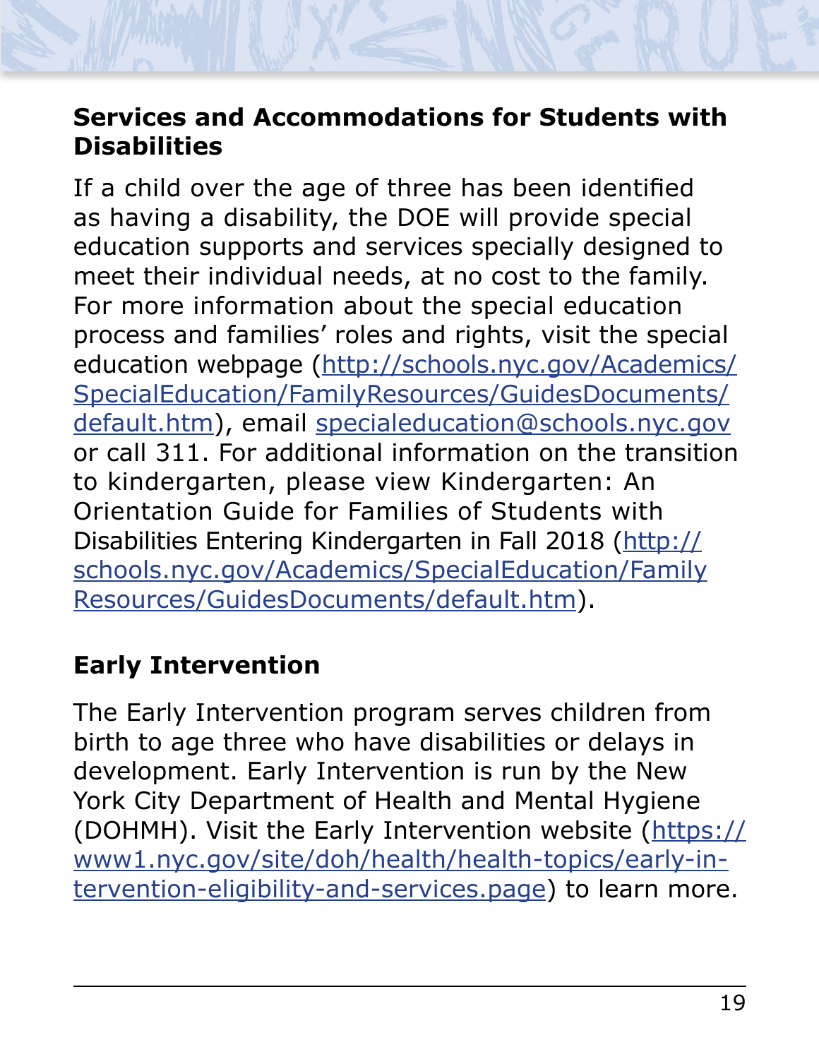## Services and Accommodations for Students with Disabilities

If a child over the age of three has been identified as having a disability, the DOE will provide special education supports and services specially designed to meet their individual needs, at no cost to the family. For more information about the special education process and families' roles and rights, visit the special education webpage (http://schools.nyc.gov/Academics/SpecialEducation/FamilyResources/GuidesDocuments/default.htm), email specialeducation@schools.nyc.gov or call 311. For additional information on the transition to kindergarten, please view Kindergarten: An Orientation Guide for Families of Students with Disabilities Entering Kindergarten in Fall 2018 (http://schools.nyc.gov/Academics/SpecialEducation/FamilyResources/GuidesDocuments/default.htm).

## Early Intervention

The Early Intervention program serves children from birth to age three who have disabilities or delays in development. Early Intervention is run by the New York City Department of Health and Mental Hygiene (DOHMH). Visit the Early Intervention website (https://www1.nyc.gov/site/doh/health/health-topics/early-intervention-eligibility-and-services.page) to learn more.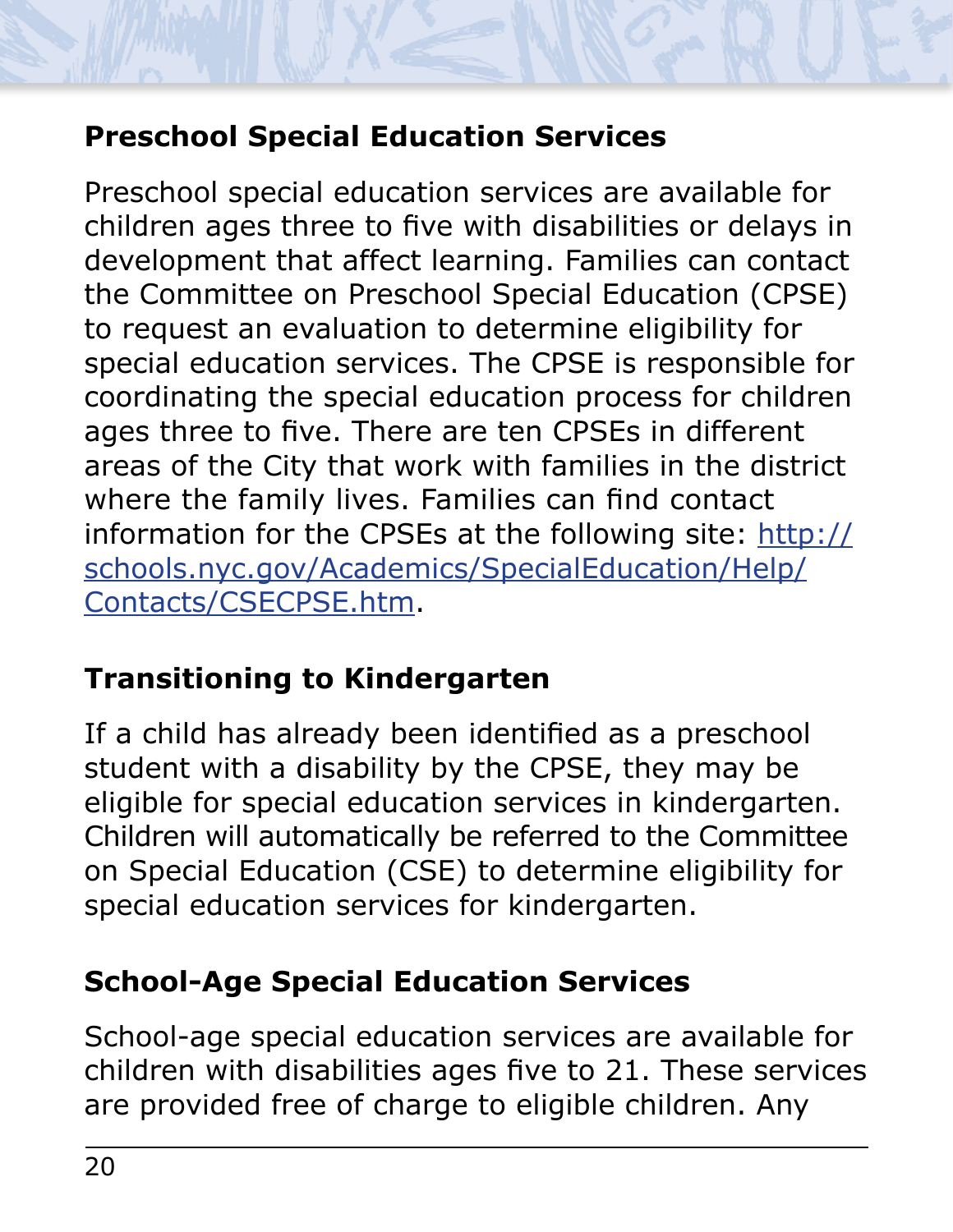### Preschool Special Education Services

Preschool special education services are available for children ages three to five with disabilities or delays in development that affect learning. Families can contact the Committee on Preschool Special Education (CPSE) to request an evaluation to determine eligibility for special education services. The CPSE is responsible for coordinating the special education process for children ages three to five. There are ten CPSEs in different areas of the City that work with families in the district where the family lives. Families can find contact information for the CPSEs at the following site: [http://schools.nyc.gov/Academics/SpecialEducation/Help/Contacts/CSECPSE.htm](http://schools.nyc.gov/Academics/SpecialEducation/Help/Contacts/CSECPSE.htm).

### Transitioning to Kindergarten

If a child has already been identified as a preschool student with a disability by the CPSE, they may be eligible for special education services in kindergarten. Children will automatically be referred to the Committee on Special Education (CSE) to determine eligibility for special education services for kindergarten.

### School-Age Special Education Services

School-age special education services are available for children with disabilities ages five to 21. These services are provided free of charge to eligible children. Any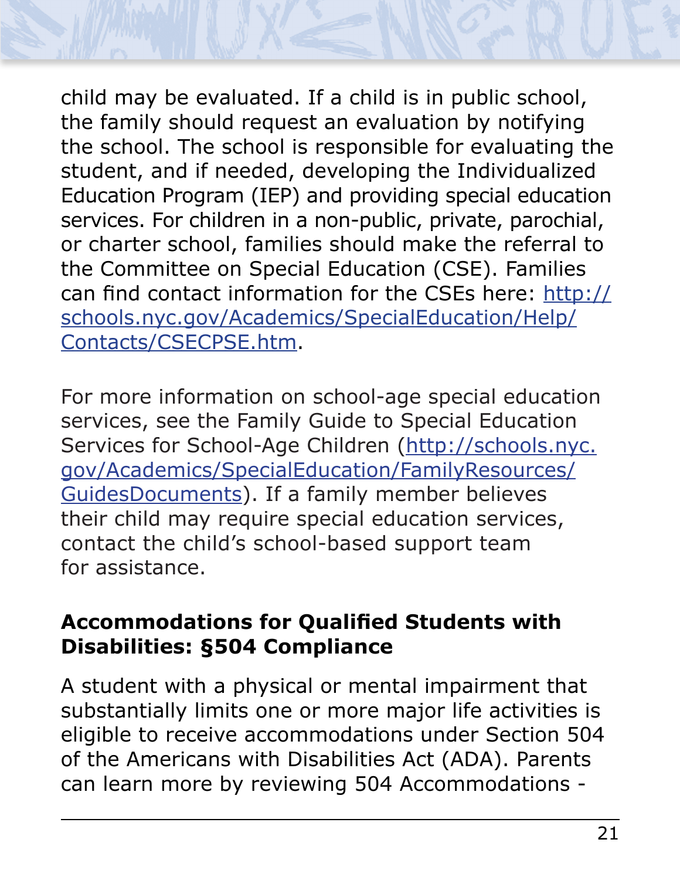child may be evaluated. If a child is in public school, the family should request an evaluation by notifying the school. The school is responsible for evaluating the student, and if needed, developing the Individualized Education Program (IEP) and providing special education services. For children in a non-public, private, parochial, or charter school, families should make the referral to the Committee on Special Education (CSE). Families can find contact information for the CSEs here: [http://schools.nyc.gov/Academics/SpecialEducation/Help/Contacts/CSECPSE.htm](http://schools.nyc.gov/Academics/SpecialEducation/Help/Contacts/CSECPSE.htm).

For more information on school-age special education services, see the Family Guide to Special Education Services for School-Age Children ([http://schools.nyc.gov/Academics/SpecialEducation/FamilyResources/GuidesDocuments](http://schools.nyc.gov/Academics/SpecialEducation/FamilyResources/GuidesDocuments)). If a family member believes their child may require special education services, contact the child's school-based support team for assistance.

### Accommodations for Qualified Students with Disabilities: §504 Compliance

A student with a physical or mental impairment that substantially limits one or more major life activities is eligible to receive accommodations under Section 504 of the Americans with Disabilities Act (ADA). Parents can learn more by reviewing 504 Accommodations -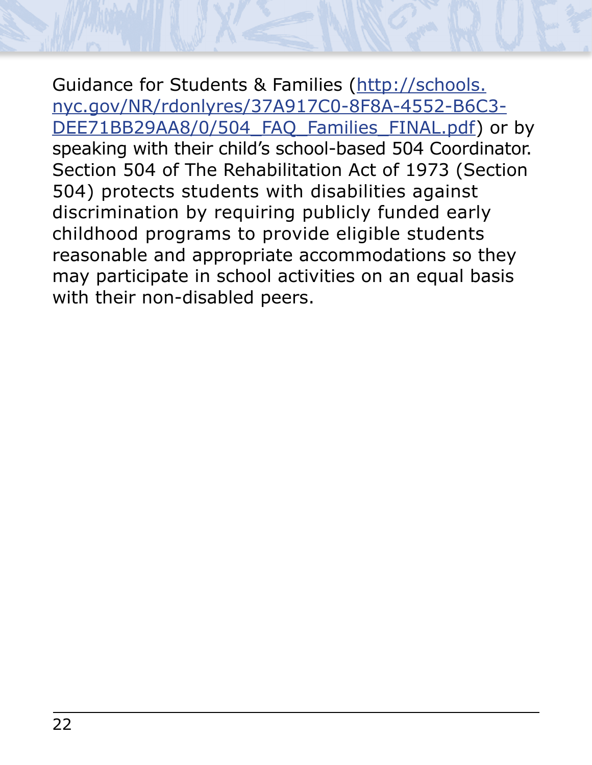Guidance for Students & Families ([http://schools.nyc.gov/NR/rdonlyres/37A917C0-8F8A-4552-B6C3-DEE71BB29AA8/0/504_FAQ_Families_FINAL.pdf](http://schools.nyc.gov/NR/rdonlyres/37A917C0-8F8A-4552-B6C3-DEE71BB29AA8/0/504_FAQ_Families_FINAL.pdf)) or by speaking with their child's school-based 504 Coordinator. Section 504 of The Rehabilitation Act of 1973 (Section 504) protects students with disabilities against discrimination by requiring publicly funded early childhood programs to provide eligible students reasonable and appropriate accommodations so they may participate in school activities on an equal basis with their non-disabled peers.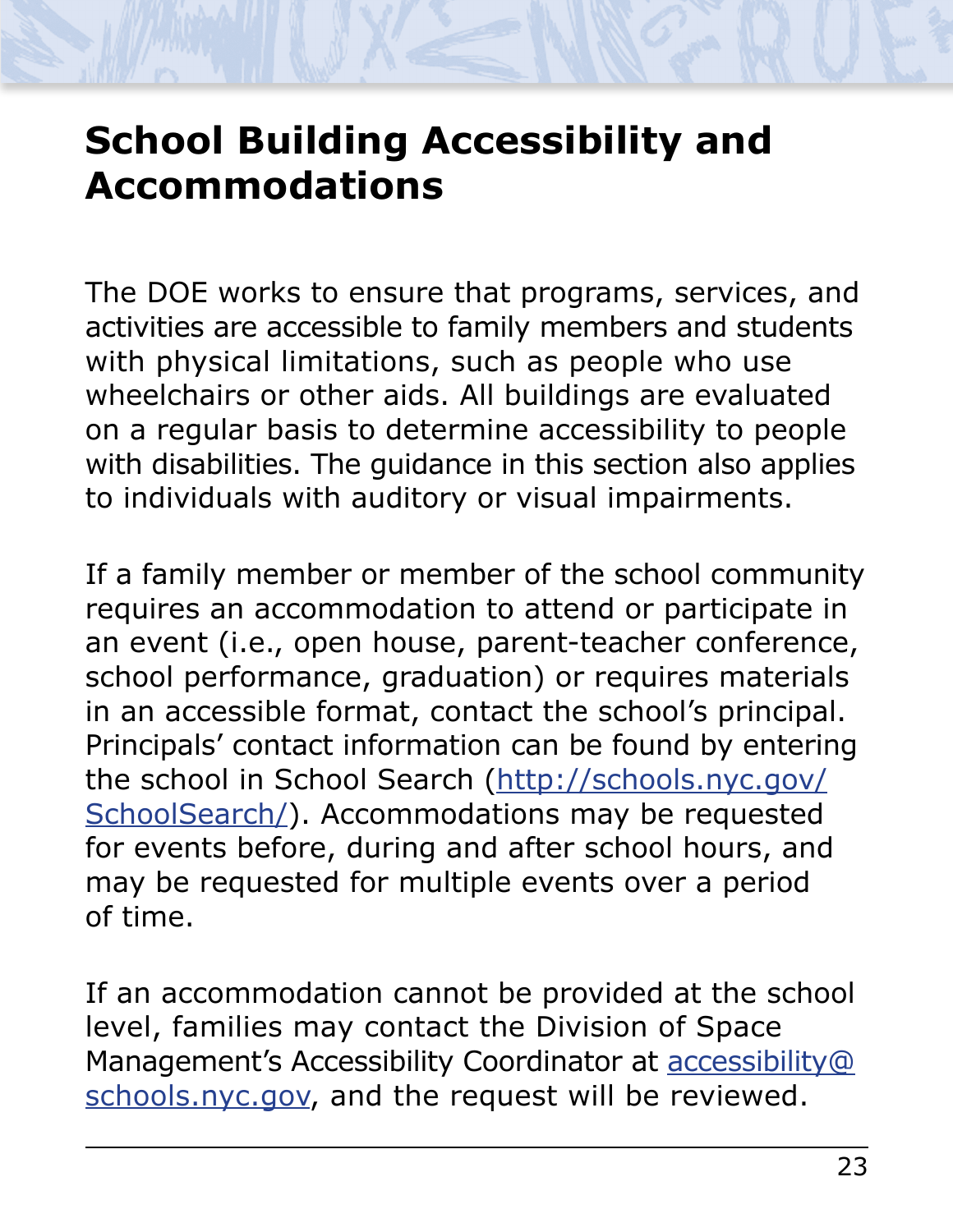# School Building Accessibility and Accommodations

The DOE works to ensure that programs, services, and activities are accessible to family members and students with physical limitations, such as people who use wheelchairs or other aids. All buildings are evaluated on a regular basis to determine accessibility to people with disabilities. The guidance in this section also applies to individuals with auditory or visual impairments.

If a family member or member of the school community requires an accommodation to attend or participate in an event (i.e., open house, parent-teacher conference, school performance, graduation) or requires materials in an accessible format, contact the school's principal. Principals' contact information can be found by entering the school in School Search (http://schools.nyc.gov/SchoolSearch/). Accommodations may be requested for events before, during and after school hours, and may be requested for multiple events over a period of time.

If an accommodation cannot be provided at the school level, families may contact the Division of Space Management's Accessibility Coordinator at accessibility@schools.nyc.gov, and the request will be reviewed.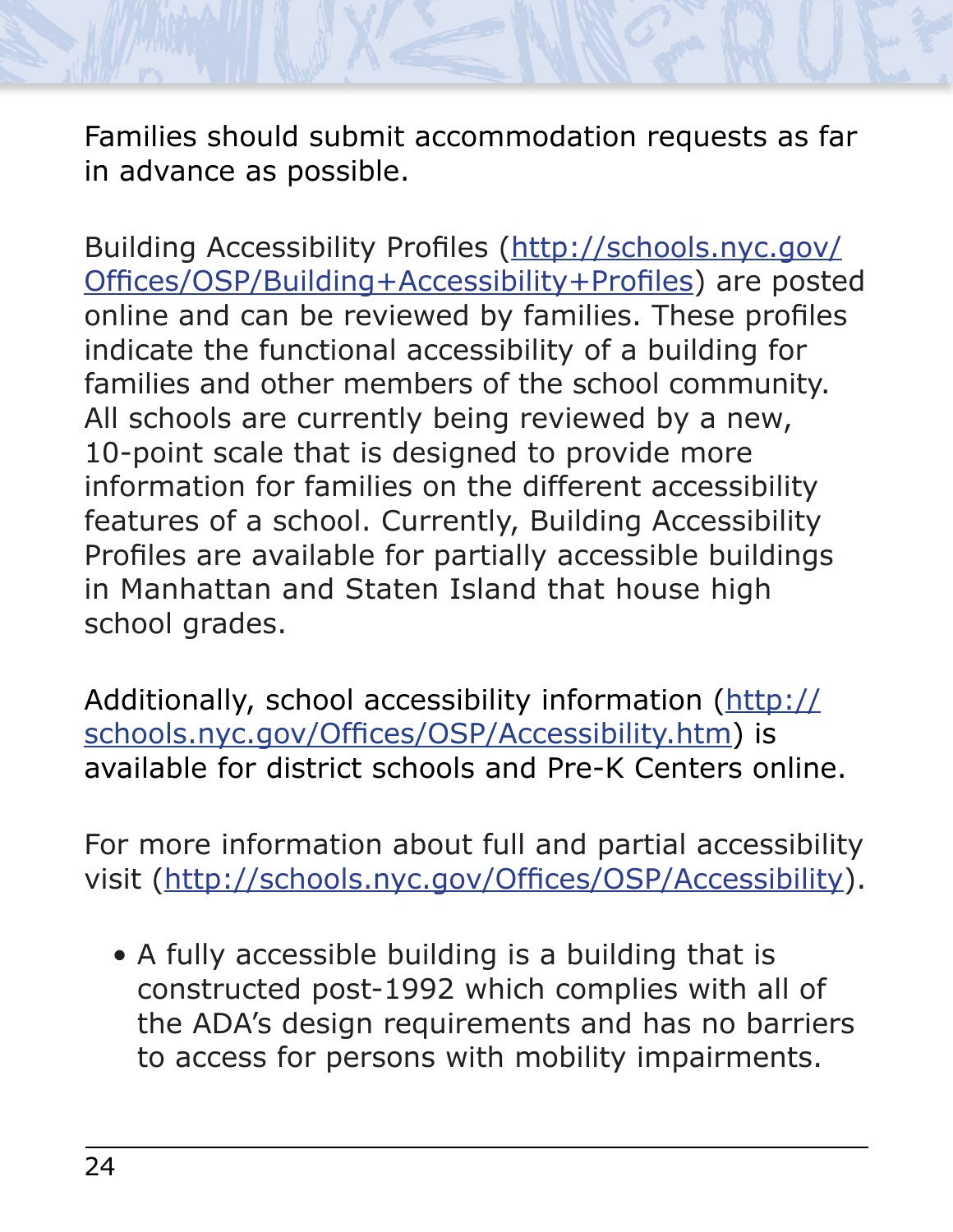Families should submit accommodation requests as far in advance as possible.

Building Accessibility Profiles (http://schools.nyc.gov/Offices/OSP/Building+Accessibility+Profiles) are posted online and can be reviewed by families. These profiles indicate the functional accessibility of a building for families and other members of the school community. All schools are currently being reviewed by a new, 10-point scale that is designed to provide more information for families on the different accessibility features of a school. Currently, Building Accessibility Profiles are available for partially accessible buildings in Manhattan and Staten Island that house high school grades.

Additionally, school accessibility information (http://schools.nyc.gov/Offices/OSP/Accessibility.htm) is available for district schools and Pre-K Centers online.

For more information about full and partial accessibility visit (http://schools.nyc.gov/Offices/OSP/Accessibility).

- A fully accessible building is a building that is constructed post-1992 which complies with all of the ADA's design requirements and has no barriers to access for persons with mobility impairments.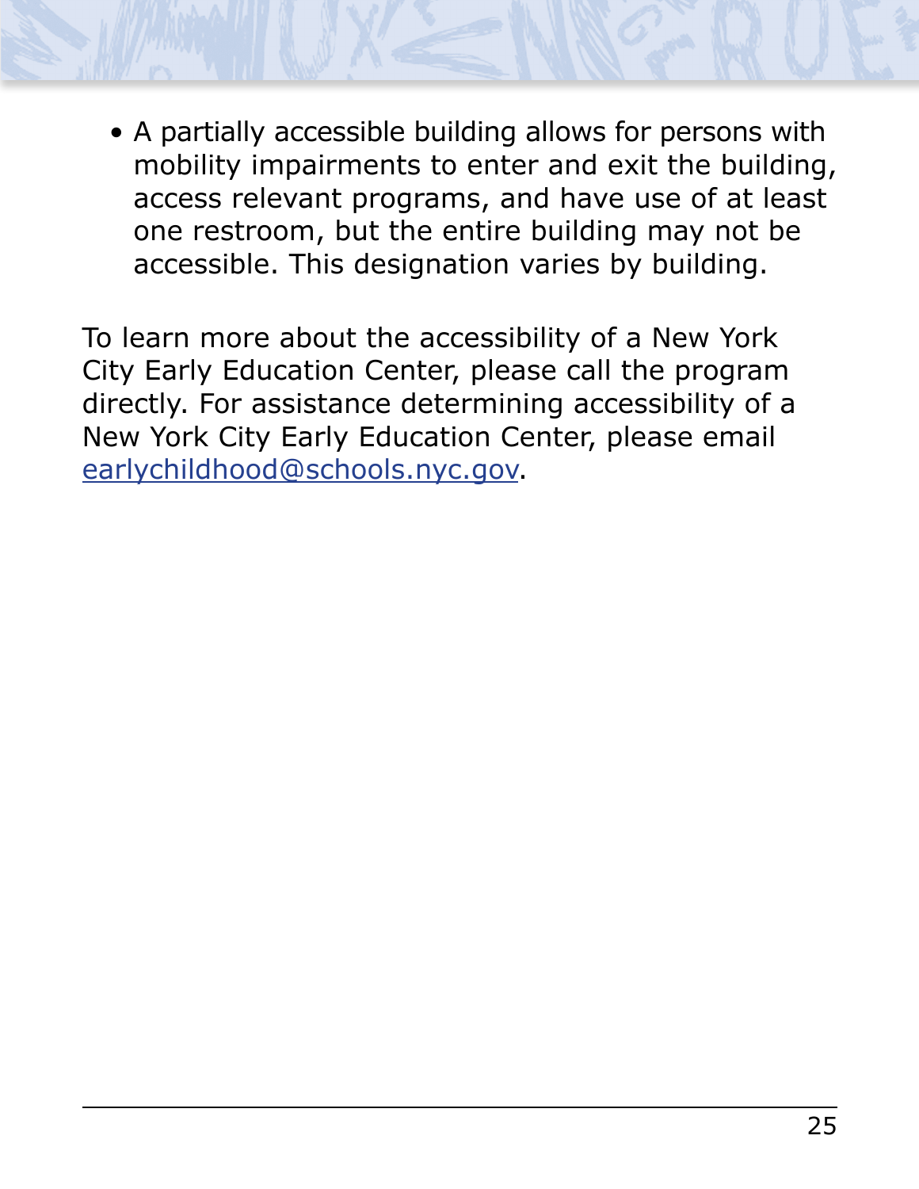- A partially accessible building allows for persons with mobility impairments to enter and exit the building, access relevant programs, and have use of at least one restroom, but the entire building may not be accessible. This designation varies by building.

To learn more about the accessibility of a New York City Early Education Center, please call the program directly. For assistance determining accessibility of a New York City Early Education Center, please email earlychildhood@schools.nyc.gov.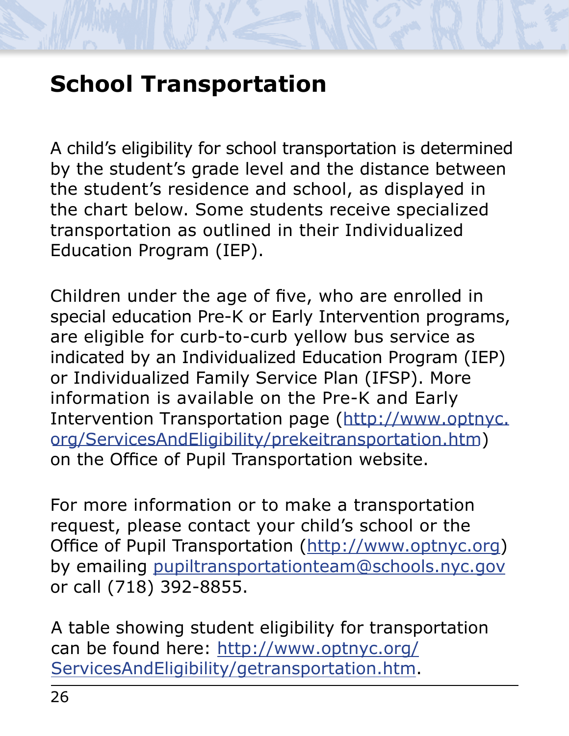# School Transportation

A child's eligibility for school transportation is determined by the student's grade level and the distance between the student's residence and school, as displayed in the chart below. Some students receive specialized transportation as outlined in their Individualized Education Program (IEP).

Children under the age of five, who are enrolled in special education Pre-K or Early Intervention programs, are eligible for curb-to-curb yellow bus service as indicated by an Individualized Education Program (IEP) or Individualized Family Service Plan (IFSP). More information is available on the Pre-K and Early Intervention Transportation page (http://www.optnyc.org/ServicesAndEligibility/prekeitransportation.htm) on the Office of Pupil Transportation website.

For more information or to make a transportation request, please contact your child's school or the Office of Pupil Transportation (http://www.optnyc.org) by emailing pupiltransportationteam@schools.nyc.gov or call (718) 392-8855.

A table showing student eligibility for transportation can be found here: http://www.optnyc.org/ServicesAndEligibility/getransportation.htm.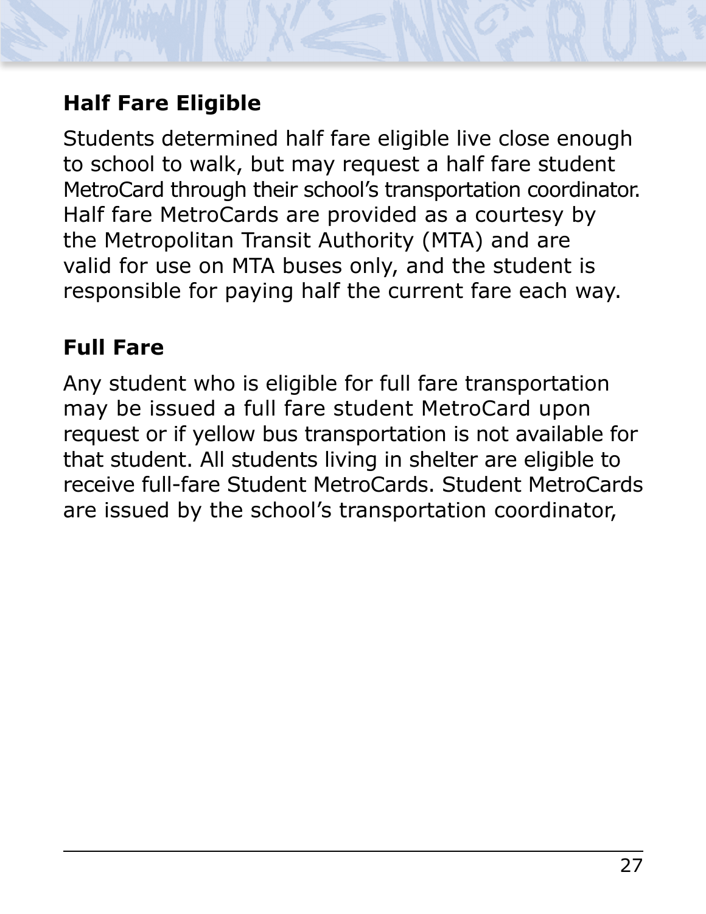## Half Fare Eligible

Students determined half fare eligible live close enough to school to walk, but may request a half fare student MetroCard through their school's transportation coordinator. Half fare MetroCards are provided as a courtesy by the Metropolitan Transit Authority (MTA) and are valid for use on MTA buses only, and the student is responsible for paying half the current fare each way.

## Full Fare

Any student who is eligible for full fare transportation may be issued a full fare student MetroCard upon request or if yellow bus transportation is not available for that student. All students living in shelter are eligible to receive full-fare Student MetroCards. Student MetroCards are issued by the school's transportation coordinator,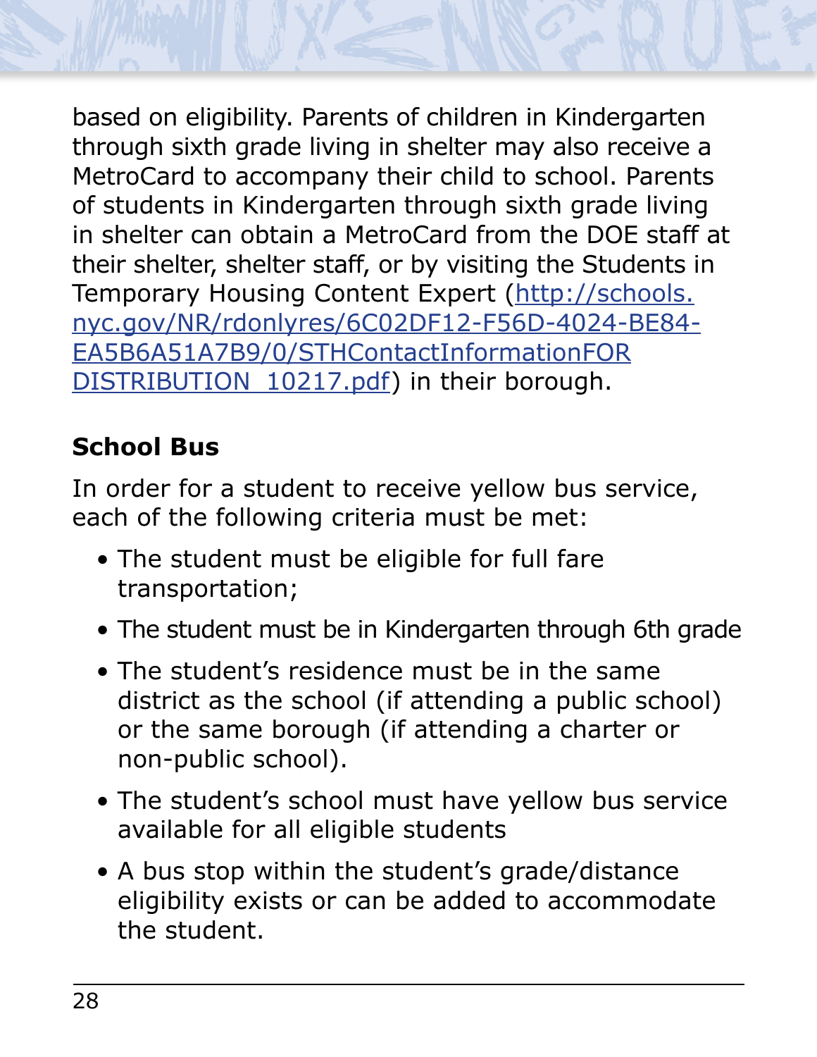based on eligibility. Parents of children in Kindergarten through sixth grade living in shelter may also receive a MetroCard to accompany their child to school. Parents of students in Kindergarten through sixth grade living in shelter can obtain a MetroCard from the DOE staff at their shelter, shelter staff, or by visiting the Students in Temporary Housing Content Expert (http://schools.nyc.gov/NR/rdonlyres/6C02DF12-F56D-4024-BE84-EA5B6A51A7B9/0/STHContactInformationFORDISTRIBUTION_10217.pdf) in their borough.

### School Bus

In order for a student to receive yellow bus service, each of the following criteria must be met:

- The student must be eligible for full fare transportation;
- The student must be in Kindergarten through 6th grade
- The student's residence must be in the same district as the school (if attending a public school) or the same borough (if attending a charter or non-public school).
- The student's school must have yellow bus service available for all eligible students
- A bus stop within the student's grade/distance eligibility exists or can be added to accommodate the student.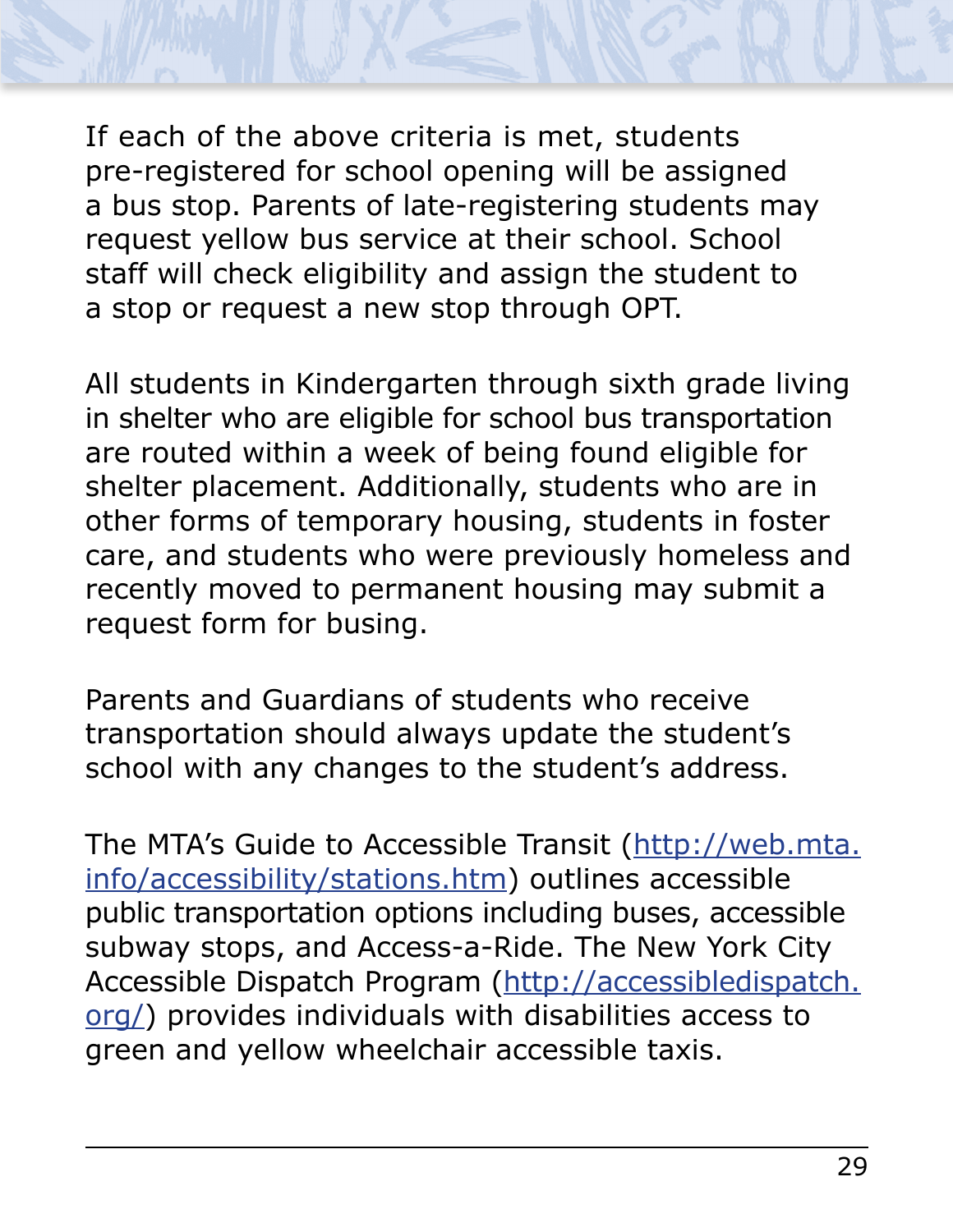If each of the above criteria is met, students pre-registered for school opening will be assigned a bus stop. Parents of late-registering students may request yellow bus service at their school. School staff will check eligibility and assign the student to a stop or request a new stop through OPT.

All students in Kindergarten through sixth grade living in shelter who are eligible for school bus transportation are routed within a week of being found eligible for shelter placement. Additionally, students who are in other forms of temporary housing, students in foster care, and students who were previously homeless and recently moved to permanent housing may submit a request form for busing.

Parents and Guardians of students who receive transportation should always update the student's school with any changes to the student's address.

The MTA's Guide to Accessible Transit (http://web.mta.info/accessibility/stations.htm) outlines accessible public transportation options including buses, accessible subway stops, and Access-a-Ride. The New York City Accessible Dispatch Program (http://accessibledispatch.org/) provides individuals with disabilities access to green and yellow wheelchair accessible taxis.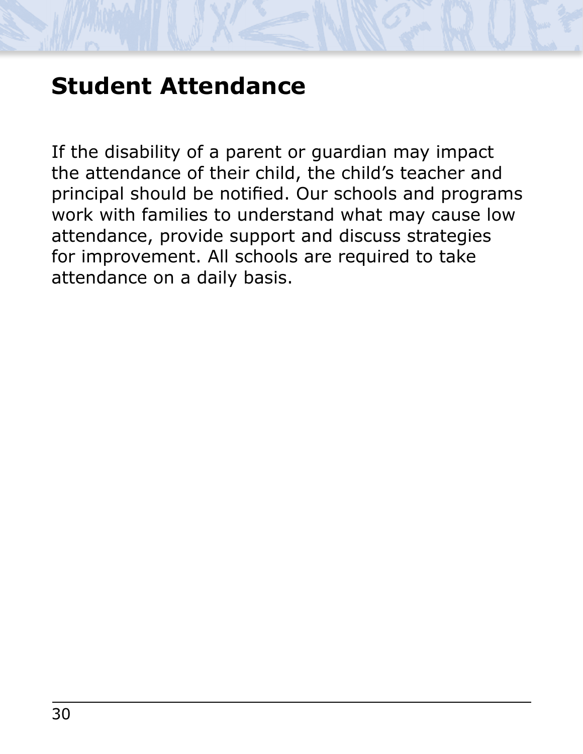# Student Attendance

If the disability of a parent or guardian may impact the attendance of their child, the child’s teacher and principal should be notified. Our schools and programs work with families to understand what may cause low attendance, provide support and discuss strategies for improvement. All schools are required to take attendance on a daily basis.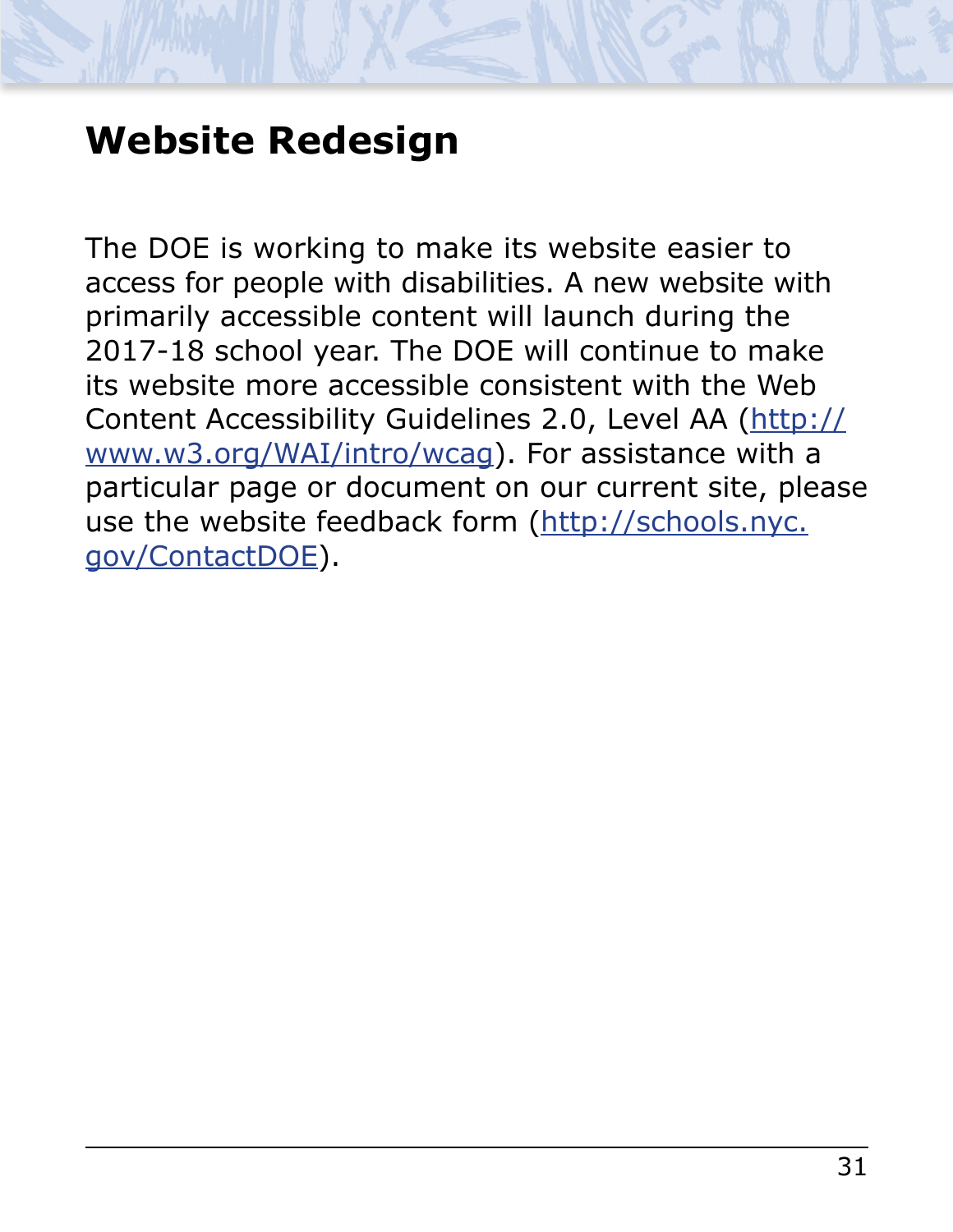## Website Redesign

The DOE is working to make its website easier to access for people with disabilities. A new website with primarily accessible content will launch during the 2017-18 school year. The DOE will continue to make its website more accessible consistent with the Web Content Accessibility Guidelines 2.0, Level AA (http://www.w3.org/WAI/intro/wcag). For assistance with a particular page or document on our current site, please use the website feedback form (http://schools.nyc.gov/ContactDOE).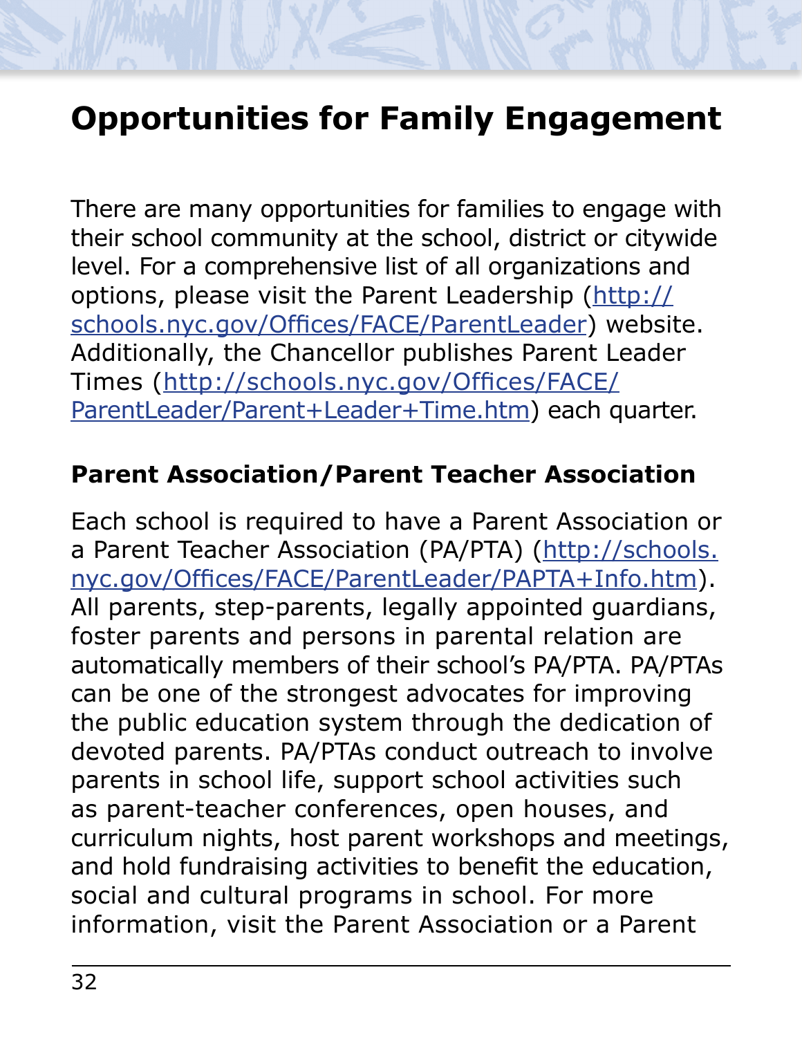# Opportunities for Family Engagement

There are many opportunities for families to engage with their school community at the school, district or citywide level. For a comprehensive list of all organizations and options, please visit the Parent Leadership (http://schools.nyc.gov/Offices/FACE/ParentLeader) website. Additionally, the Chancellor publishes Parent Leader Times (http://schools.nyc.gov/Offices/FACE/ParentLeader/Parent+Leader+Time.htm) each quarter.

## Parent Association/Parent Teacher Association

Each school is required to have a Parent Association or a Parent Teacher Association (PA/PTA) (http://schools.nyc.gov/Offices/FACE/ParentLeader/PAPTA+Info.htm). All parents, step-parents, legally appointed guardians, foster parents and persons in parental relation are automatically members of their school's PA/PTA. PA/PTAs can be one of the strongest advocates for improving the public education system through the dedication of devoted parents. PA/PTAs conduct outreach to involve parents in school life, support school activities such as parent-teacher conferences, open houses, and curriculum nights, host parent workshops and meetings, and hold fundraising activities to benefit the education, social and cultural programs in school. For more information, visit the Parent Association or a Parent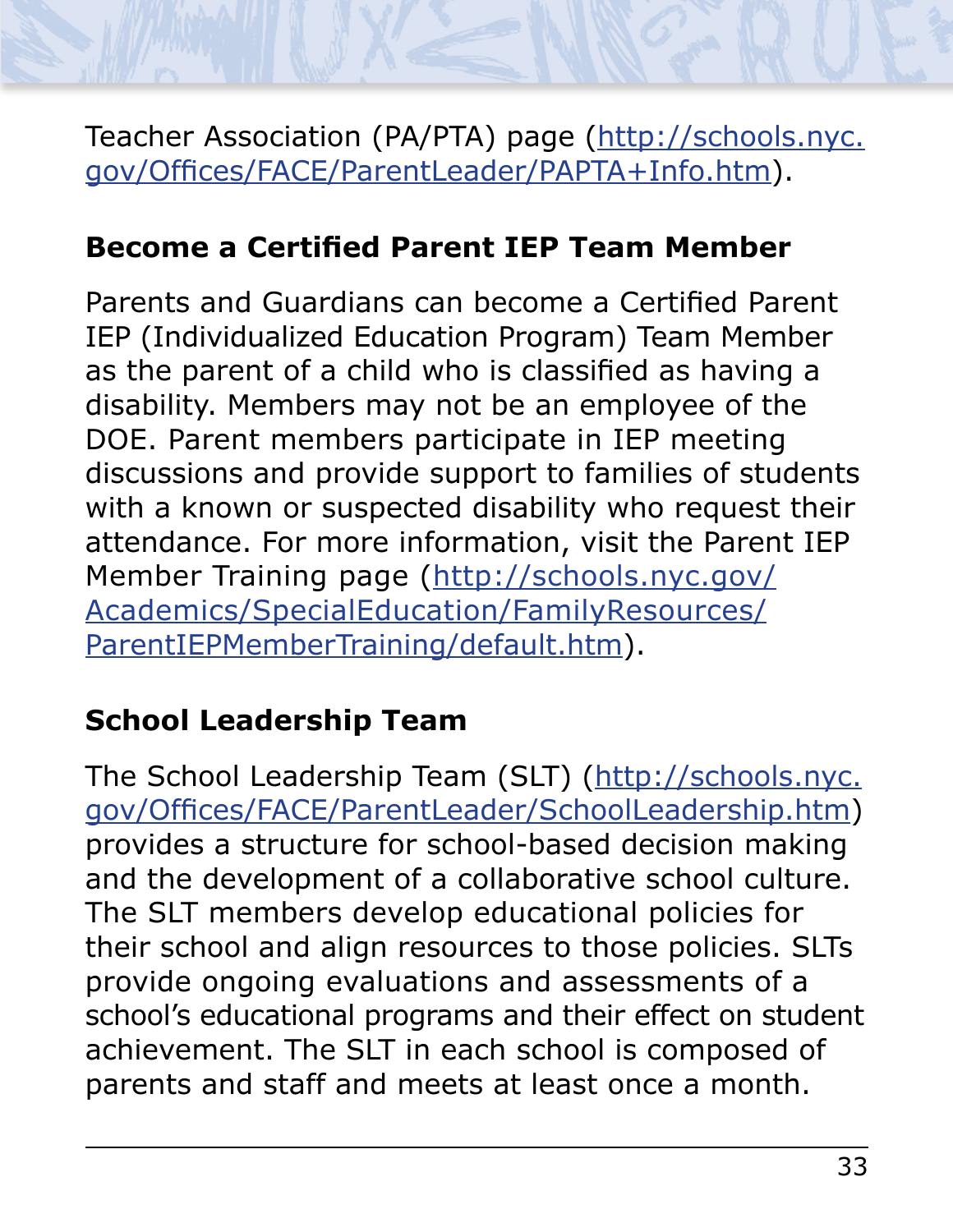Teacher Association (PA/PTA) page (http://schools.nyc.gov/Offices/FACE/ParentLeader/PAPTA+Info.htm).

### Become a Certified Parent IEP Team Member

Parents and Guardians can become a Certified Parent IEP (Individualized Education Program) Team Member as the parent of a child who is classified as having a disability. Members may not be an employee of the DOE. Parent members participate in IEP meeting discussions and provide support to families of students with a known or suspected disability who request their attendance. For more information, visit the Parent IEP Member Training page (http://schools.nyc.gov/Academics/SpecialEducation/FamilyResources/ParentIEPMemberTraining/default.htm).

### School Leadership Team

The School Leadership Team (SLT) (http://schools.nyc.gov/Offices/FACE/ParentLeader/SchoolLeadership.htm) provides a structure for school-based decision making and the development of a collaborative school culture. The SLT members develop educational policies for their school and align resources to those policies. SLTs provide ongoing evaluations and assessments of a school's educational programs and their effect on student achievement. The SLT in each school is composed of parents and staff and meets at least once a month.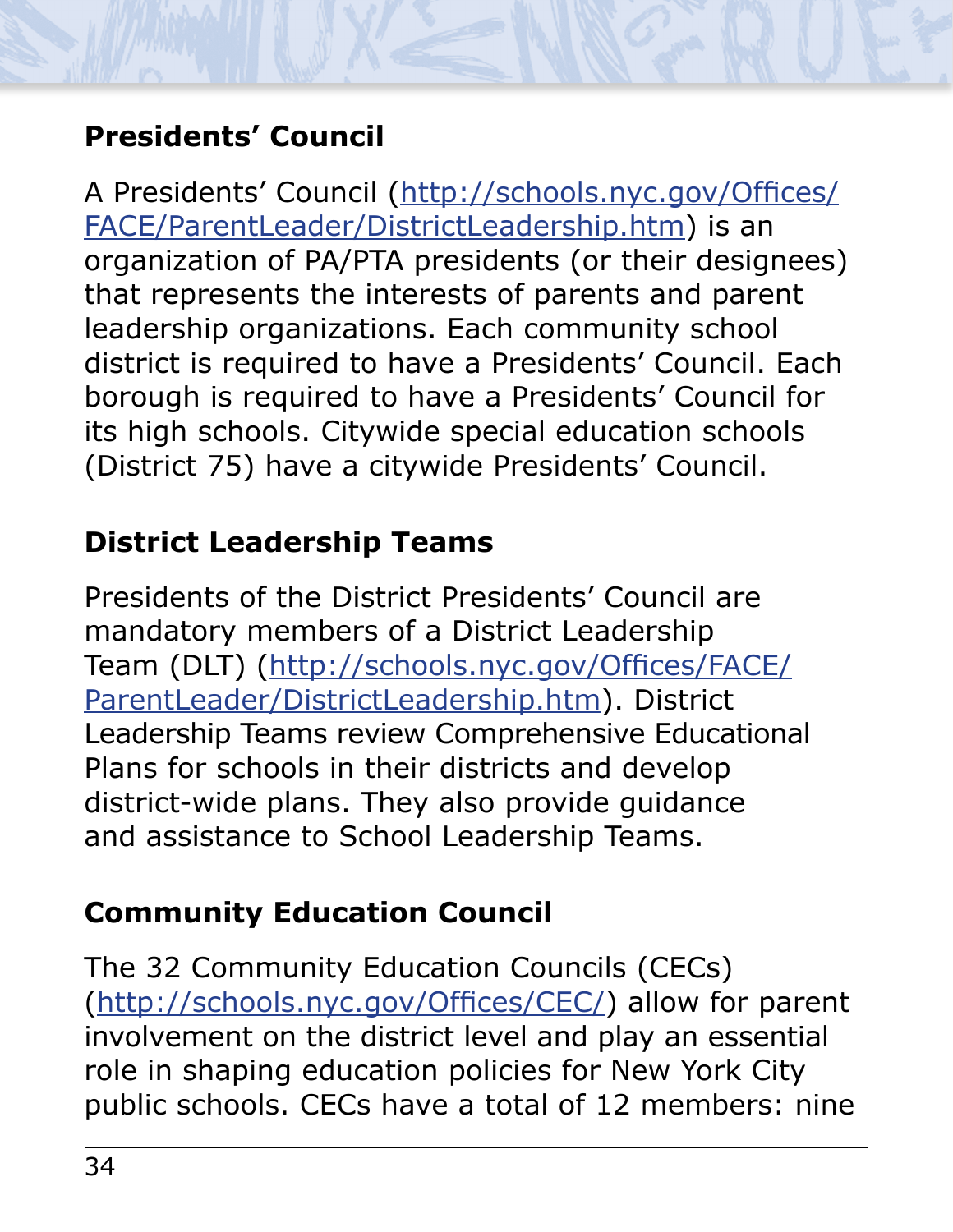## Presidents' Council

A Presidents' Council (http://schools.nyc.gov/Offices/FACE/ParentLeader/DistrictLeadership.htm) is an organization of PA/PTA presidents (or their designees) that represents the interests of parents and parent leadership organizations. Each community school district is required to have a Presidents' Council. Each borough is required to have a Presidents' Council for its high schools. Citywide special education schools (District 75) have a citywide Presidents' Council.

## District Leadership Teams

Presidents of the District Presidents' Council are mandatory members of a District Leadership Team (DLT) (http://schools.nyc.gov/Offices/FACE/ParentLeader/DistrictLeadership.htm). District Leadership Teams review Comprehensive Educational Plans for schools in their districts and develop district-wide plans. They also provide guidance and assistance to School Leadership Teams.

## Community Education Council

The 32 Community Education Councils (CECs) (http://schools.nyc.gov/Offices/CEC/) allow for parent involvement on the district level and play an essential role in shaping education policies for New York City public schools. CECs have a total of 12 members: nine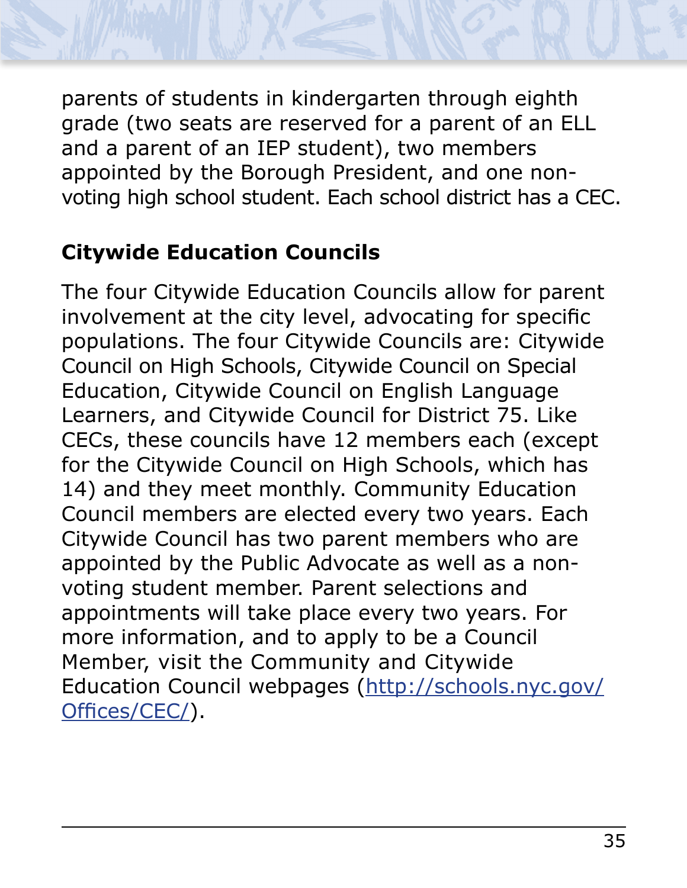parents of students in kindergarten through eighth grade (two seats are reserved for a parent of an ELL and a parent of an IEP student), two members appointed by the Borough President, and one non-voting high school student. Each school district has a CEC.

### Citywide Education Councils

The four Citywide Education Councils allow for parent involvement at the city level, advocating for specific populations. The four Citywide Councils are: Citywide Council on High Schools, Citywide Council on Special Education, Citywide Council on English Language Learners, and Citywide Council for District 75. Like CECs, these councils have 12 members each (except for the Citywide Council on High Schools, which has 14) and they meet monthly. Community Education Council members are elected every two years. Each Citywide Council has two parent members who are appointed by the Public Advocate as well as a non-voting student member. Parent selections and appointments will take place every two years. For more information, and to apply to be a Council Member, visit the Community and Citywide Education Council webpages ([http://schools.nyc.gov/Offices/CEC/](http://schools.nyc.gov/Offices/CEC/)).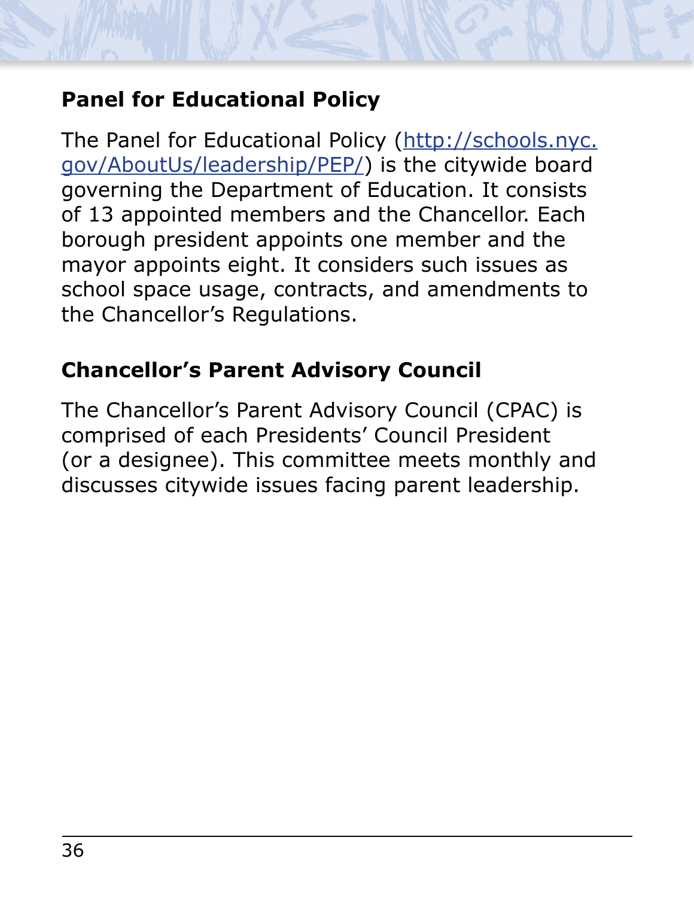## Panel for Educational Policy

The Panel for Educational Policy (http://schools.nyc.gov/AboutUs/leadership/PEP/) is the citywide board governing the Department of Education. It consists of 13 appointed members and the Chancellor. Each borough president appoints one member and the mayor appoints eight. It considers such issues as school space usage, contracts, and amendments to the Chancellor's Regulations.

## Chancellor's Parent Advisory Council

The Chancellor's Parent Advisory Council (CPAC) is comprised of each Presidents' Council President (or a designee). This committee meets monthly and discusses citywide issues facing parent leadership.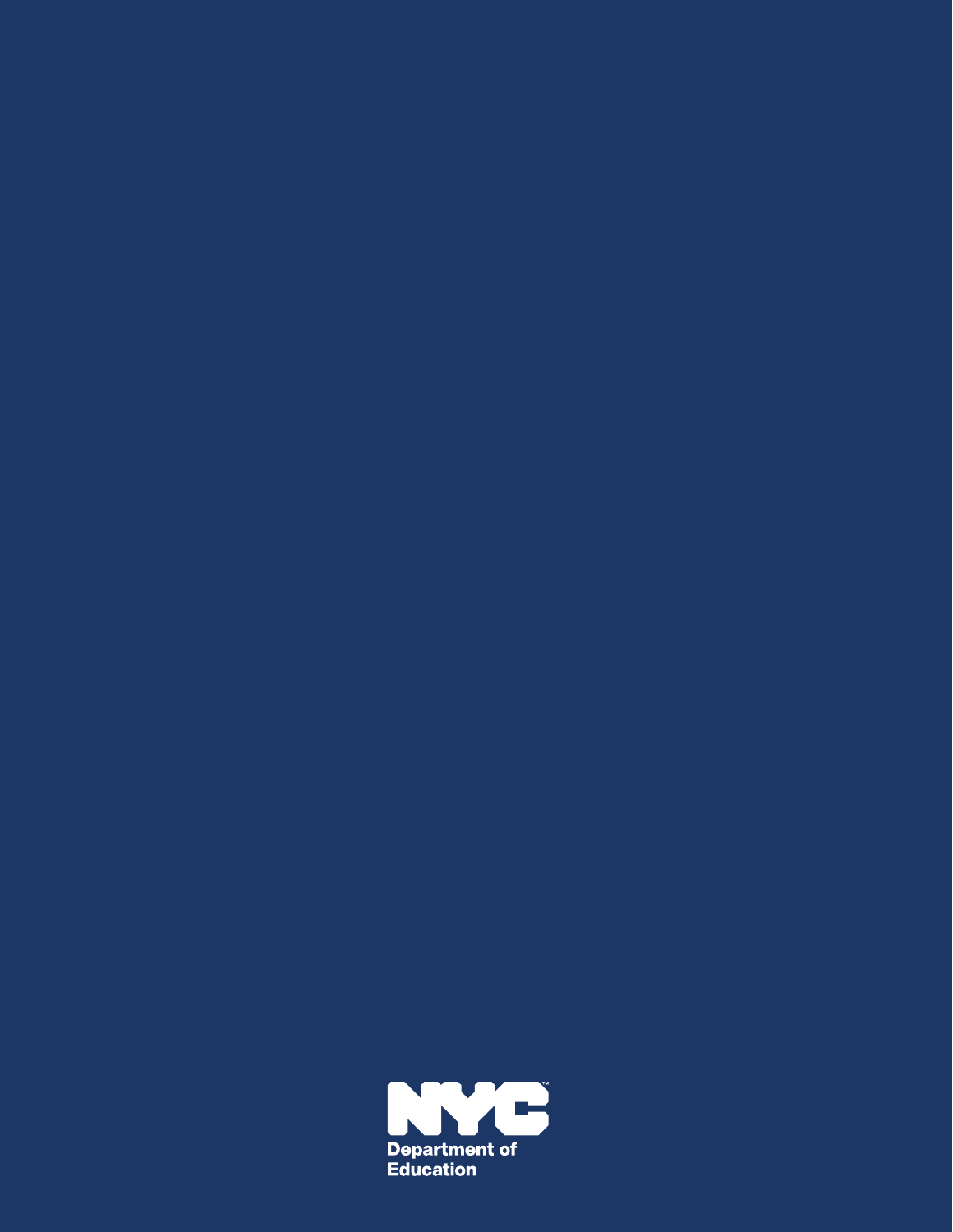NYC™

Department of Education